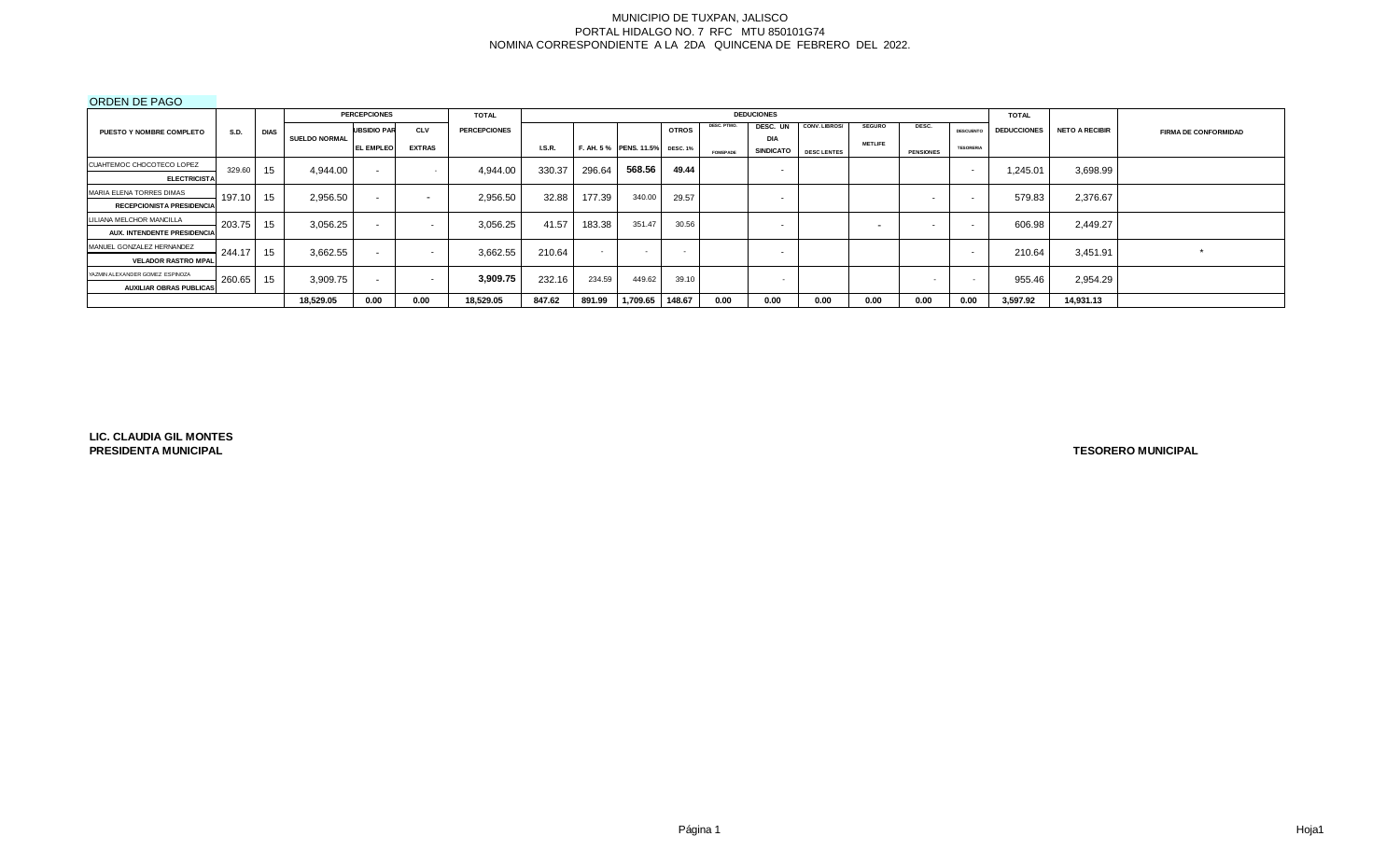MUNICIPIO DE TUXPAN, JALISCO
PORTAL HIDALGO NO. 7 RFC MTU 850101G74
NOMINA CORRESPONDIENTE A LA 2DA QUINCENA DE FEBRERO DEL 2022.

ORDEN DE PAGO

| PUESTO Y NOMBRE COMPLETO | S.D. | DIAS | PERCEPCIONES | | | TOTAL | DEDUCIONES | | | | | | | | | | | TOTAL | NETO A RECIBIR | FIRMA DE CONFORMIDAD |
|---|---|---|---|---|---|---|---|---|---|---|---|---|---|---|---|---|---|---|---|---|
| | | | SUELDO NORMAL | SUBSIDIO PARA EL EMPLEO | CLV EXTRAS | PERCEPCIONES | I.S.R. | F. AH. 5 % | PENS. 11.5% | OTROS DESC. 1% | DESC. PTMO. FOMEPADE | DESC. UN DIA SINDICATO | CONV. LIBROS/ DESC LENTES | SEGURO METLIFE | DESC. PENSIONES | DESCUENTO TESORERIA | DEDUCCIONES | | |
| CUAHTEMOC CHOCOTECO LOPEZ<br>**ELECTRICISTA** | 329.60 | 15 | 4,944.00 | - | - | 4,944.00 | 330.37 | 296.64 | 568.56 | 49.44 | | - | | | | - | 1,245.01 | 3,698.99 | |
| MARIA ELENA TORRES DIMAS<br>**RECEPCIONISTA PRESIDENCIA** | 197.10 | 15 | 2,956.50 | - | - | 2,956.50 | 32.88 | 177.39 | 340.00 | 29.57 | | - | | | - | - | 579.83 | 2,376.67 | |
| LILIANA MELCHOR MANCILLA<br>**AUX. INTENDENTE PRESIDENCIA** | 203.75 | 15 | 3,056.25 | - | - | 3,056.25 | 41.57 | 183.38 | 351.47 | 30.56 | | - | | - | - | - | 606.98 | 2,449.27 | |
| MANUEL GONZALEZ HERNANDEZ<br>**VELADOR RASTRO MPAL** | 244.17 | 15 | 3,662.55 | - | - | 3,662.55 | 210.64 | - | - | - | | - | | | | - | 210.64 | 3,451.91 | * |
| YAZMIN ALEXANDER GOMEZ ESPINOZA<br>**AUXILIAR OBRAS PUBLICAS** | 260.65 | 15 | 3,909.75 | - | - | 3,909.75 | 232.16 | 234.59 | 449.62 | 39.10 | | - | | | - | - | 955.46 | 2,954.29 | |
| | | | 18,529.05 | 0.00 | 0.00 | 18,529.05 | 847.62 | 891.99 | 1,709.65 | 148.67 | 0.00 | 0.00 | 0.00 | 0.00 | 0.00 | 0.00 | 3,597.92 | 14,931.13 | |

**LIC. CLAUDIA GIL MONTES**
**PRESIDENTA MUNICIPAL**

**TESORERO MUNICIPAL**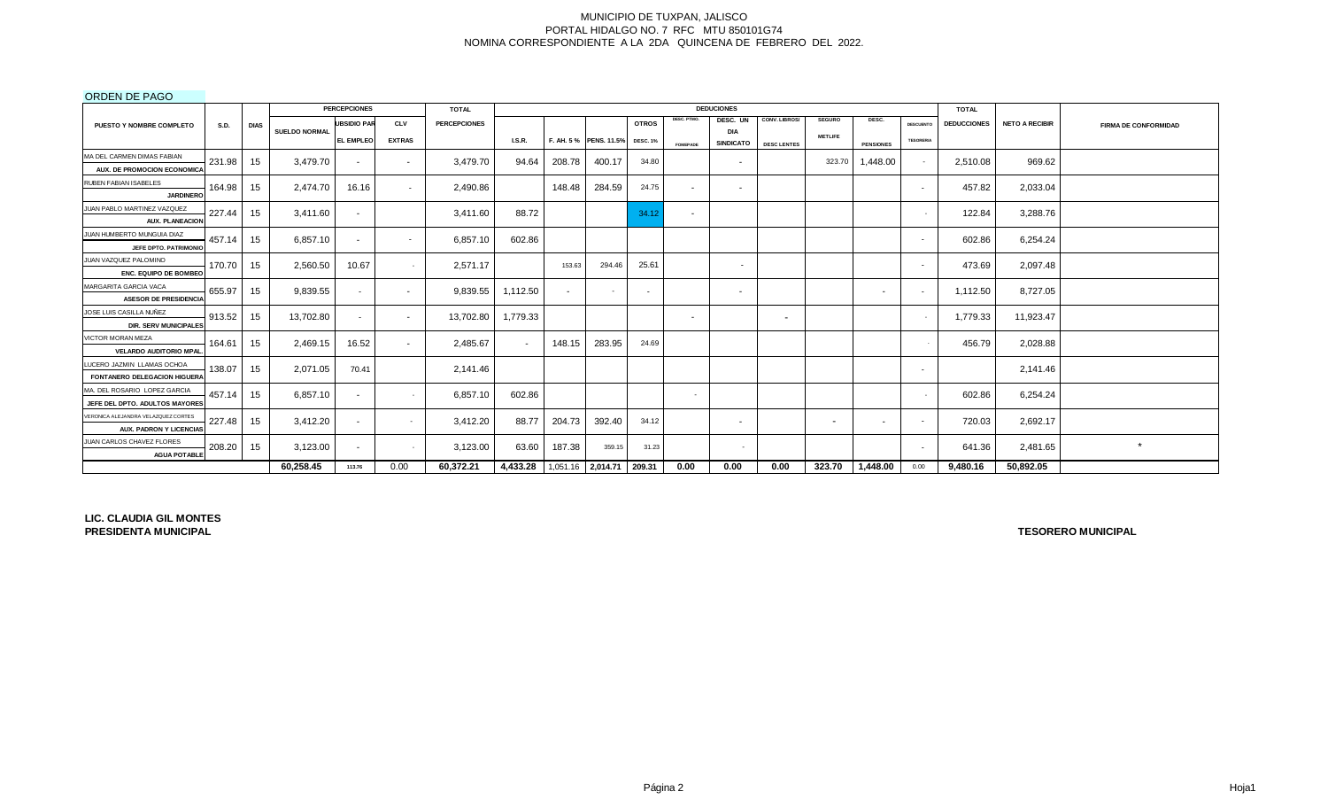MUNICIPIO DE TUXPAN, JALISCO
PORTAL HIDALGO NO. 7 RFC MTU 850101G74
NOMINA CORRESPONDIENTE A LA 2DA QUINCENA DE FEBRERO DEL 2022.

ORDEN DE PAGO

| PUESTO Y NOMBRE COMPLETO | S.D. | DIAS | PERCEPCIONES | | | TOTAL | DEDUCCIONES | | | | | | | | | | TOTAL | | |
|---|---|---|---|---|---|---|---|---|---|---|---|---|---|---|---|---|---|---|---|
| | | | SUELDO NORMAL | SUBSIDIO PARA EL EMPLEO | CLV EXTRAS | PERCEPCIONES | I.S.R. | F. AH. 5 % | PENS. 11.5% | OTROS DESC. 1% | DESC. PTMO. FOMEPADE | DESC. UN DIA SINDICATO | CONV. LIBROS/ DESC LENTES | SEGURO METLIFE | DESC. PENSIONES | DESCUENTO TESORERIA | DEDUCCIONES | NETO A RECIBIR | FIRMA DE CONFORMIDAD |
| MA DEL CARMEN DIMAS FABIAN **AUX. DE PROMOCION ECONOMICA** | 231.98 | 15 | 3,479.70 | - | - | 3,479.70 | 94.64 | 208.78 | 400.17 | 34.80 | | - | | 323.70 | 1,448.00 | - | 2,510.08 | 969.62 | |
| RUBEN FABIAN ISABELES **JARDINERO** | 164.98 | 15 | 2,474.70 | 16.16 | - | 2,490.86 | | 148.48 | 284.59 | 24.75 | - | - | | | | - | 457.82 | 2,033.04 | |
| JUAN PABLO MARTINEZ VAZQUEZ **AUX. PLANEACION** | 227.44 | 15 | 3,411.60 | - | | 3,411.60 | 88.72 | | | 34.12 | - | | | | | - | 122.84 | 3,288.76 | |
| JUAN HUMBERTO MUNGUIA DIAZ **JEFE DPTO. PATRIMONIO** | 457.14 | 15 | 6,857.10 | - | - | 6,857.10 | 602.86 | | | | | | | | | - | 602.86 | 6,254.24 | |
| JUAN VAZQUEZ PALOMINO **ENC. EQUIPO DE BOMBEO** | 170.70 | 15 | 2,560.50 | 10.67 | - | 2,571.17 | | 153.63 | 294.46 | 25.61 | | - | | | | - | 473.69 | 2,097.48 | |
| MARGARITA GARCIA VACA **ASESOR DE PRESIDENCIA** | 655.97 | 15 | 9,839.55 | - | - | 9,839.55 | 1,112.50 | - | - | - | | - | | | - | - | 1,112.50 | 8,727.05 | |
| JOSE LUIS CASILLA NUÑEZ **DIR. SERV MUNICIPALES** | 913.52 | 15 | 13,702.80 | - | - | 13,702.80 | 1,779.33 | | | | - | | - | | | - | 1,779.33 | 11,923.47 | |
| VICTOR MORAN MEZA **VELARDO AUDITORIO MPAL.** | 164.61 | 15 | 2,469.15 | 16.52 | - | 2,485.67 | - | 148.15 | 283.95 | 24.69 | | | | | | - | 456.79 | 2,028.88 | |
| LUCERO JAZMIN LLAMAS OCHOA **FONTANERO DELEGACION HIGUERA** | 138.07 | 15 | 2,071.05 | 70.41 | | 2,141.46 | | | | | | | | | | - | | 2,141.46 | |
| MA. DEL ROSARIO LOPEZ GARCIA **JEFE DEL DPTO. ADULTOS MAYORES** | 457.14 | 15 | 6,857.10 | - | - | 6,857.10 | 602.86 | | | | - | | | | | - | 602.86 | 6,254.24 | |
| VERONICA ALEJANDRA VELAZQUEZ CORTES **AUX. PADRON Y LICENCIAS** | 227.48 | 15 | 3,412.20 | - | - | 3,412.20 | 88.77 | 204.73 | 392.40 | 34.12 | | - | | - | - | - | 720.03 | 2,692.17 | |
| JUAN CARLOS CHAVEZ FLORES **AGUA POTABLE** | 208.20 | 15 | 3,123.00 | - | - | 3,123.00 | 63.60 | 187.38 | 359.15 | 31.23 | | - | | | | - | 641.36 | 2,481.65 | * |
| | | | **60,258.45** | **113.76** | 0.00 | **60,372.21** | **4,433.28** | 1,051.16 | **2,014.71** | **209.31** | **0.00** | **0.00** | **0.00** | **323.70** | **1,448.00** | 0.00 | **9,480.16** | **50,892.05** | |

**LIC. CLAUDIA GIL MONTES**
**PRESIDENTA MUNICIPAL**

**TESORERO MUNICIPAL**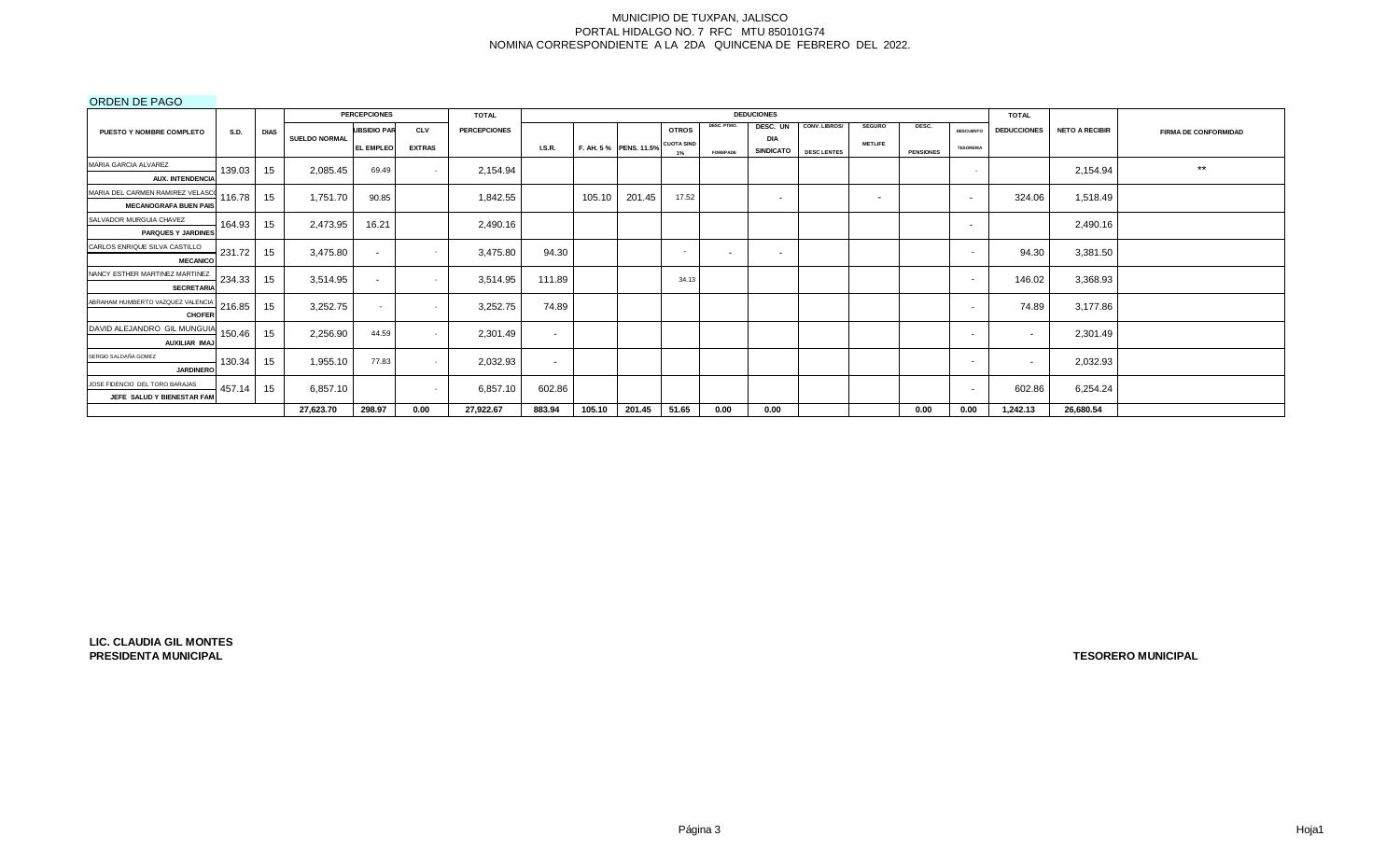MUNICIPIO DE TUXPAN, JALISCO
PORTAL HIDALGO NO. 7 RFC MTU 850101G74
NOMINA CORRESPONDIENTE A LA 2DA QUINCENA DE FEBRERO DEL 2022.

ORDEN DE PAGO

| PUESTO Y NOMBRE COMPLETO | S.D. | DIAS | PERCEPCIONES SUELDO NORMAL | SUBSIDIO PAR EL EMPLEO | CLV EXTRAS | TOTAL PERCEPCIONES | DEDUCIONES I.S.R. | F. AH. 5 % | PENS. 11.5% | OTROS CUOTA SIND 1% | DESC. PTMO. FONDPADE | DESC. UN DIA SINDICATO | CONV. LIBROS/ DESC LENTES | SEGURO METLIFE | DESC. PENSIONES | DESCUENTO TESORERIA | TOTAL DEDUCCIONES | NETO A RECIBIR | FIRMA DE CONFORMIDAD |
|---|---|---|---|---|---|---|---|---|---|---|---|---|---|---|---|---|---|---|---|
| MARIA GARCIA ALVAREZ AUX. INTENDENCIA | 139.03 | 15 | 2,085.45 | 69.49 | - | 2,154.94 | | | | | | | | | | - | | 2,154.94 | ** |
| MARIA DEL CARMEN RAMIREZ VELASCO MECANOGRAFA BUEN PAIS | 116.78 | 15 | 1,751.70 | 90.85 | | 1,842.55 | | 105.10 | 201.45 | 17.52 | | - | | - | | - | 324.06 | 1,518.49 | |
| SALVADOR MURGUIA CHAVEZ PARQUES Y JARDINES | 164.93 | 15 | 2,473.95 | 16.21 | | 2,490.16 | | | | | | | | | | - | | 2,490.16 | |
| CARLOS ENRIQUE SILVA CASTILLO MECANICO | 231.72 | 15 | 3,475.80 | - | - | 3,475.80 | 94.30 | | | - | - | - | | | | - | 94.30 | 3,381.50 | |
| NANCY ESTHER MARTINEZ MARTINEZ SECRETARIA | 234.33 | 15 | 3,514.95 | - | - | 3,514.95 | 111.89 | | | 34.13 | | | | | | - | 146.02 | 3,368.93 | |
| ABRAHAM HUMBERTO VAZQUEZ VALENCIA CHOFER | 216.85 | 15 | 3,252.75 | - | - | 3,252.75 | 74.89 | | | | | | | | | - | 74.89 | 3,177.86 | |
| DAVID ALEJANDRO GIL MUNGUIA AUXILIAR IMAJ | 150.46 | 15 | 2,256.90 | 44.59 | - | 2,301.49 | - | | | | | | | | | - | - | 2,301.49 | |
| SERGIO SALDAÑA GOMEZ JARDINERO | 130.34 | 15 | 1,955.10 | 77.83 | - | 2,032.93 | - | | | | | | | | | - | - | 2,032.93 | |
| JOSE FIDENCIO DEL TORO BARAJAS JEFE SALUD Y BIENESTAR FAM | 457.14 | 15 | 6,857.10 | | - | 6,857.10 | 602.86 | | | | | | | | | - | 602.86 | 6,254.24 | |
| | | | 27,623.70 | 298.97 | 0.00 | 27,922.67 | 883.94 | 105.10 | 201.45 | 51.65 | 0.00 | 0.00 | | | 0.00 | 0.00 | 1,242.13 | 26,680.54 | |

**LIC. CLAUDIA GIL MONTES**
**PRESIDENTA MUNICIPAL**

**TESORERO MUNICIPAL**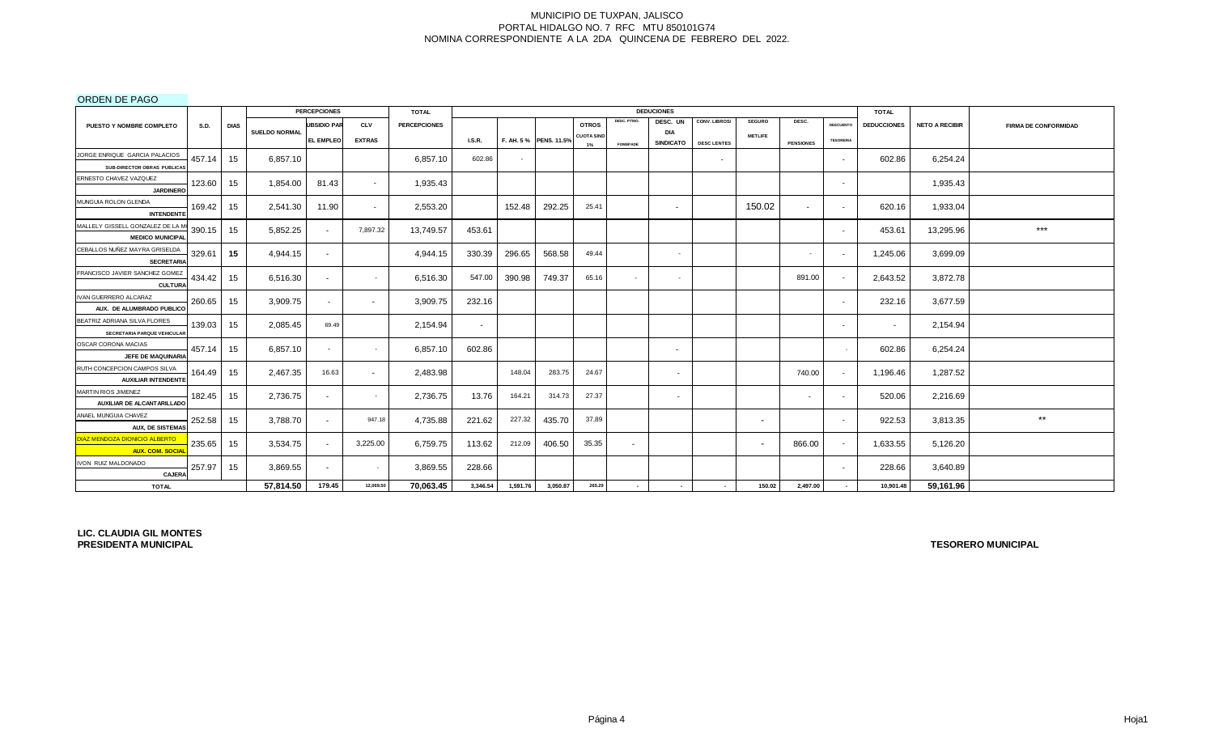MUNICIPIO DE TUXPAN, JALISCO
PORTAL HIDALGO NO. 7 RFC MTU 850101G74
NOMINA CORRESPONDIENTE A LA 2DA QUINCENA DE FEBRERO DEL 2022.

ORDEN DE PAGO

| PUESTO Y NOMBRE COMPLETO | S.D. | DIAS | PERCEPCIONES SUELDO NORMAL | SUBSIDIO PARA EL EMPLEO | CLV EXTRAS | TOTAL PERCEPCIONES | DEDUCCIONES I.S.R. | F. AH. 5 % | PENS. 11.5% | OTROS CUOTA SIND 1% | DESC. PTMO. FOMEPADE | DESC. UNIDAD SINDICATO | CONV. LIBROS/ DESC LENTES | SEGURO METLIFE | DESC. PENSIONES | DESCUENTO TESORERIA | TOTAL DEDUCCIONES | NETO A RECIBIR | FIRMA DE CONFORMIDAD |
|---|---|---|---|---|---|---|---|---|---|---|---|---|---|---|---|---|---|---|---|
| JORGE ENRIQUE GARCIA PALACIOS SUB-DIRECTOR OBRAS PUBLICAS | 457.14 | 15 | 6,857.10 | | | 6,857.10 | 602.86 | - | | | | | - | | | - | 602.86 | 6,254.24 | |
| ERNESTO CHAVEZ VAZQUEZ JARDINERO | 123.60 | 15 | 1,854.00 | 81.43 | - | 1,935.43 | | | | | | | | | | - | | 1,935.43 | |
| MUNGUIA ROLON GLENDA INTENDENTE | 169.42 | 15 | 2,541.30 | 11.90 | - | 2,553.20 | | 152.48 | 292.25 | 25.41 | | - | | 150.02 | - | - | 620.16 | 1,933.04 | |
| MALLELY GISSELL GONZALEZ DE LA M MEDICO MUNICIPAL | 390.15 | 15 | 5,852.25 | - | 7,897.32 | 13,749.57 | 453.61 | | | | | | | | | - | 453.61 | 13,295.96 | *** |
| CEBALLOS NUÑEZ MAYRA GRISELDA SECRETARIA | 329.61 | 15 | 4,944.15 | - | | 4,944.15 | 330.39 | 296.65 | 568.58 | 49.44 | | - | | | - | - | 1,245.06 | 3,699.09 | |
| FRANCISCO JAVIER SANCHEZ GOMEZ CULTURA | 434.42 | 15 | 6,516.30 | - | - | 6,516.30 | 547.00 | 390.98 | 749.37 | 65.16 | - | - | | | 891.00 | - | 2,643.52 | 3,872.78 | |
| IVAN GUERRERO ALCARAZ AUX. DE ALUMBRADO PUBLICO | 260.65 | 15 | 3,909.75 | - | - | 3,909.75 | 232.16 | | | | | | | | | - | 232.16 | 3,677.59 | |
| BEATRIZ ADRIANA SILVA FLORES SECRETARIA PARQUE VEHICULAR | 139.03 | 15 | 2,085.45 | 69.49 | | 2,154.94 | - | | | | | | | | | - | - | 2,154.94 | |
| OSCAR CORONA MACIAS JEFE DE MAQUINARIA | 457.14 | 15 | 6,857.10 | - | - | 6,857.10 | 602.86 | | | | | - | | | | - | 602.86 | 6,254.24 | |
| RUTH CONCEPCION CAMPOS SILVA AUXILIAR INTENDENTE | 164.49 | 15 | 2,467.35 | 16.63 | - | 2,483.98 | | 148.04 | 283.75 | 24.67 | | - | | | 740.00 | - | 1,196.46 | 1,287.52 | |
| MARTIN RIOS JIMENEZ AUXILIAR DE ALCANTARILLADO | 182.45 | 15 | 2,736.75 | - | - | 2,736.75 | 13.76 | 164.21 | 314.73 | 27.37 | | - | | | - | - | 520.06 | 2,216.69 | |
| ANAEL MUNGUIA CHAVEZ AUX. DE SISTEMAS | 252.58 | 15 | 3,788.70 | - | 947.18 | 4,735.88 | 221.62 | 227.32 | 435.70 | 37.89 | | | | - | | - | 922.53 | 3,813.35 | ** |
| DIAZ MENDOZA DIONICIO ALBERTO AUX. COM. SOCIAL | 235.65 | 15 | 3,534.75 | - | 3,225.00 | 6,759.75 | 113.62 | 212.09 | 406.50 | 35.35 | - | | | - | 866.00 | - | 1,633.55 | 5,126.20 | |
| IVON RUIZ MALDONADO CAJERA | 257.97 | 15 | 3,869.55 | - | - | 3,869.55 | 228.66 | | | | | | | | | - | 228.66 | 3,640.89 | |
| TOTAL | | | 57,814.50 | 179.45 | 12,069.50 | 70,063.45 | 3,346.54 | 1,591.76 | 3,050.87 | 265.29 | - | - | - | 150.02 | 2,497.00 | - | 10,901.48 | 59,161.96 | |

**LIC. CLAUDIA GIL MONTES**
**PRESIDENTA MUNICIPAL**

**TESORERO MUNICIPAL**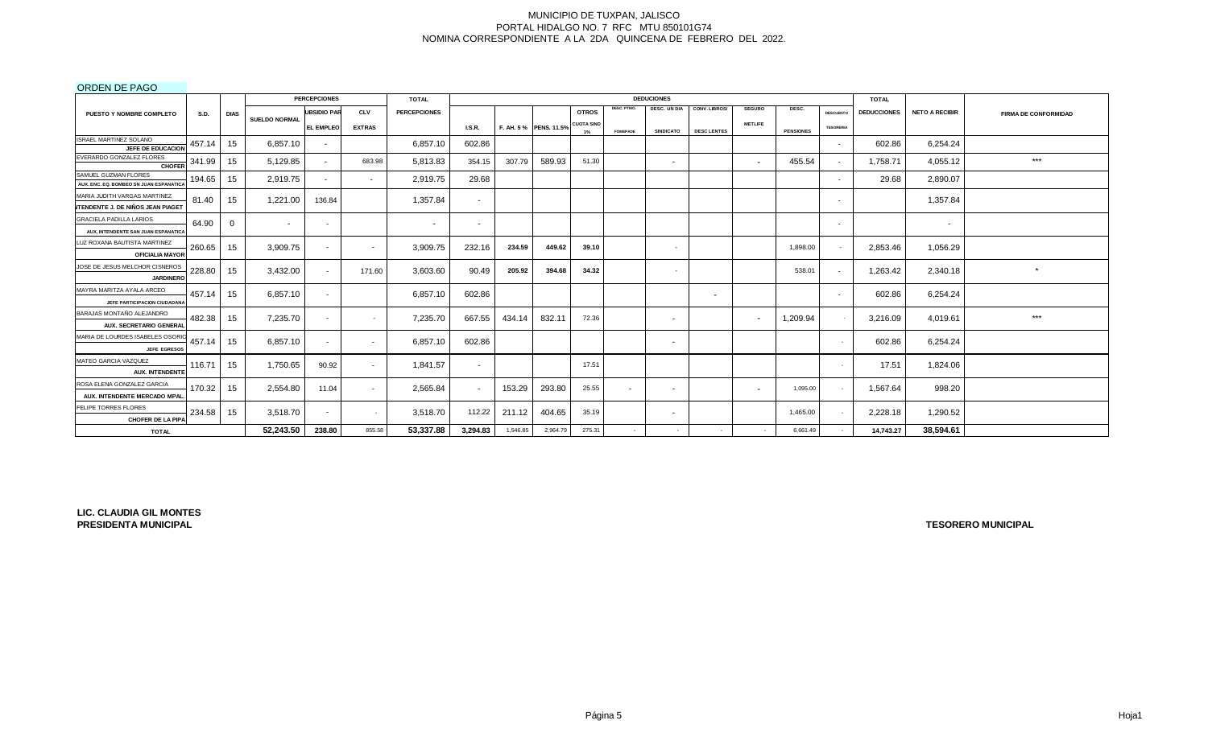MUNICIPIO DE TUXPAN, JALISCO
PORTAL HIDALGO NO. 7 RFC MTU 850101G74
NOMINA CORRESPONDIENTE A LA 2DA QUINCENA DE FEBRERO DEL 2022.

ORDEN DE PAGO

| PUESTO Y NOMBRE COMPLETO | S.D. | DIAS | PERCEPCIONES | | | TOTAL | DEDUCCIONES | | | | | | | | | | | TOTAL | NETO A RECIBIR | FIRMA DE CONFORMIDAD |
|---|---|---|---|---|---|---|---|---|---|---|---|---|---|---|---|---|---|---|---|---|
| | | | SUELDO NORMAL | SUBSIDIO PARA EL EMPLEO | CLV EXTRAS | PERCEPCIONES | I.S.R. | F. AH. 5 % | PENS. 11.5% | OTROS CUOTA SIND 1% | DESC. PTMO. FOMEPADE | DESC. UN DIA SINDICATO | CONV. LIBROS/ DESC LENTES | SEGURO METLIFE | DESC. PENSIONES | DESCUENTO TESORERIA | DEDUCCIONES | | | |
| ISRAEL MARTINEZ SOLANO JEFE DE EDUCACION | 457.14 | 15 | 6,857.10 | - | | 6,857.10 | 602.86 | | | | | | | | | - | 602.86 | 6,254.24 | |
| EVERARDO GONZALEZ FLORES CHOFER | 341.99 | 15 | 5,129.85 | - | 683.98 | 5,813.83 | 354.15 | 307.79 | 589.93 | 51.30 | | - | | - | 455.54 | - | 1,758.71 | 4,055.12 | *** |
| SAMUEL GUZMAN FLORES AUX. ENC. EQ. BOMBEO SN JUAN ESPANATICA | 194.65 | 15 | 2,919.75 | - | - | 2,919.75 | 29.68 | | | | | | | | | - | 29.68 | 2,890.07 | |
| MARIA JUDITH VARGAS MARTINEZ INTENDENTE J. DE NIÑOS JEAN PIAGET | 81.40 | 15 | 1,221.00 | 136.84 | | 1,357.84 | - | | | | | | | | | - | | 1,357.84 | |
| GRACIELA PADILLA LARIOS AUX. INTENDENTE SAN JUAN ESPANATICA | 64.90 | 0 | - | - | | - | - | | | | | | | | | - | | - | |
| LUZ ROXANA BAUTISTA MARTINEZ OFICIALIA MAYOR | 260.65 | 15 | 3,909.75 | - | - | 3,909.75 | 232.16 | 234.59 | 449.62 | 39.10 | | - | | | 1,898.00 | - | 2,853.46 | 1,056.29 | |
| JOSE DE JESUS MELCHOR CISNEROS JARDINERO | 228.80 | 15 | 3,432.00 | - | 171.60 | 3,603.60 | 90.49 | 205.92 | 394.68 | 34.32 | | - | | | 538.01 | - | 1,263.42 | 2,340.18 | * |
| MAYRA MARITZA AYALA ARCEO JEFE PARTICIPACION CIUDADANA | 457.14 | 15 | 6,857.10 | - | | 6,857.10 | 602.86 | | | | | | - | | | - | 602.86 | 6,254.24 | |
| BARAJAS MONTAÑO ALEJANDRO AUX. SECRETARIO GENERAL | 482.38 | 15 | 7,235.70 | - | - | 7,235.70 | 667.55 | 434.14 | 832.11 | 72.36 | | - | | - | 1,209.94 | - | 3,216.09 | 4,019.61 | *** |
| MARIA DE LOURDES ISABELES OSORIO JEFE EGRESOS | 457.14 | 15 | 6,857.10 | - | - | 6,857.10 | 602.86 | | | | | - | | | | - | 602.86 | 6,254.24 | |
| MATEO GARCIA VAZQUEZ AUX. INTENDENTE | 116.71 | 15 | 1,750.65 | 90.92 | - | 1,841.57 | - | | | 17.51 | | | | | | - | 17.51 | 1,824.06 | |
| ROSA ELENA GONZALEZ GARCIA AUX. INTENDENTE MERCADO MPAL. | 170.32 | 15 | 2,554.80 | 11.04 | - | 2,565.84 | - | 153.29 | 293.80 | 25.55 | - | - | | - | 1,095.00 | - | 1,567.64 | 998.20 | |
| FELIPE TORRES FLORES CHOFER DE LA PIPA | 234.58 | 15 | 3,518.70 | - | - | 3,518.70 | 112.22 | 211.12 | 404.65 | 35.19 | | - | | | 1,465.00 | - | 2,228.18 | 1,290.52 | |
| TOTAL | | | 52,243.50 | 238.80 | 855.58 | 53,337.88 | 3,294.83 | 1,546.85 | 2,964.79 | 275.31 | - | - | - | - | 6,661.49 | - | 14,743.27 | 38,594.61 | |

**LIC. CLAUDIA GIL MONTES**
**PRESIDENTA MUNICIPAL**

**TESORERO MUNICIPAL**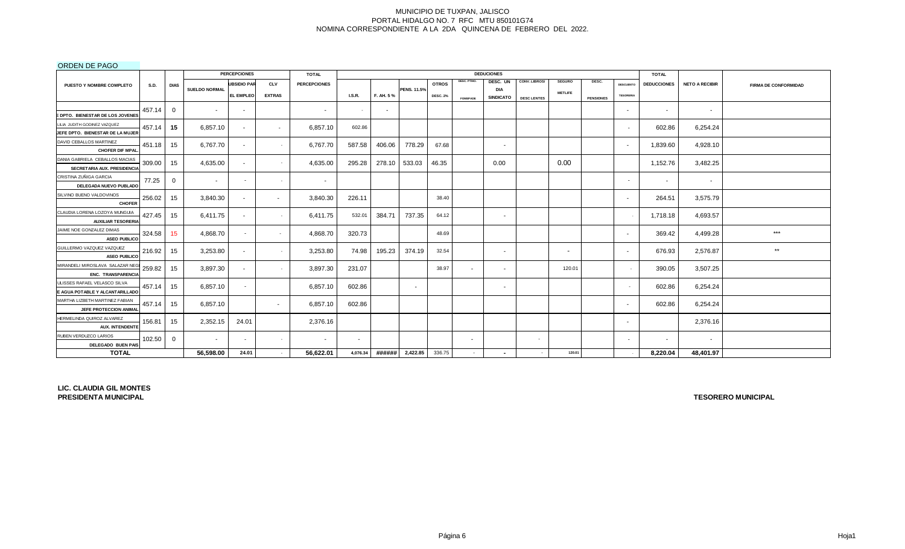MUNICIPIO DE TUXPAN, JALISCO
PORTAL HIDALGO NO. 7 RFC MTU 850101G74
NOMINA CORRESPONDIENTE A LA 2DA QUINCENA DE FEBRERO DEL 2022.

ORDEN DE PAGO

| PUESTO Y NOMBRE COMPLETO | S.D. | DIAS | PERCEPCIONES | | | TOTAL PERCEPCIONES | DEDUCIONES | | | | | | | | | | | TOTAL DEDUCCIONES | NETO A RECIBIR | FIRMA DE CONFORMIDAD |
|---|---|---|---|---|---|---|---|---|---|---|---|---|---|---|---|---|---|---|---|---|
| | | | SUELDO NORMAL | SUBSIDIO PAR EL EMPLEO | CLV EXTRAS | | I.S.R. | F. AH. 5 % | PENS. 11.5% | OTROS DESC. 2% | DESC. PTMO. FOMEPADE | DESC. UN DIA SINDICATO | CONV. LIBROS/ DESC LENTES | SEGURO METLIFE | DESC. PENSIONES | DESCUENTO TESORERIA | | | |
| E DPTO. BIENESTAR DE LOS JOVENES | 457.14 | 0 | - | - | | - | - | - | | | | | | | | - | - | - | |
| LILIA JUDITH GODINEZ VAZQUEZ JEFE DPTO. BIENESTAR DE LA MUJER | 457.14 | 15 | 6,857.10 | - | - | 6,857.10 | 602.86 | | | | | | | | | - | 602.86 | 6,254.24 | |
| DAVID CEBALLOS MARTINEZ CHOFER DIF MPAL. | 451.18 | 15 | 6,767.70 | - | - | 6,767.70 | 587.58 | 406.06 | 778.29 | 67.68 | | - | | | | - | 1,839.60 | 4,928.10 | |
| DANIA GABRIELA CEBALLOS MACIAS SECRETARIA AUX. PRESIDENCIA | 309.00 | 15 | 4,635.00 | - | - | 4,635.00 | 295.28 | 278.10 | 533.03 | 46.35 | | 0.00 | | 0.00 | | | 1,152.76 | 3,482.25 | |
| CRISTINA ZUÑIGA GARCIA DELEGADA NUEVO PUBLADO | 77.25 | 0 | - | - | - | - | | | | | | | | | | - | - | - | |
| SILVINO BUENO VALDOVINOS CHOFER | 256.02 | 15 | 3,840.30 | - | - | 3,840.30 | 226.11 | | | 38.40 | | | | | | - | 264.51 | 3,575.79 | |
| CLAUDIA LORENA LOZOYA MUNGUIA AUXILIAR TESORERIA | 427.45 | 15 | 6,411.75 | - | - | 6,411.75 | 532.01 | 384.71 | 737.35 | 64.12 | | - | | | | - | 1,718.18 | 4,693.57 | |
| JAIME NOE GONZALEZ DIMAS ASEO PUBLICO | 324.58 | 15 | 4,868.70 | - | - | 4,868.70 | 320.73 | | | 48.69 | | | | | | - | 369.42 | 4,499.28 | *** |
| GUILLERMO VAZQUEZ VAZQUEZ ASEO PUBLICO | 216.92 | 15 | 3,253.80 | - | - | 3,253.80 | 74.98 | 195.23 | 374.19 | 32.54 | | - | | - | | - | 676.93 | 2,576.87 | ** |
| MIRANDELI MIROSLAVA SALAZAR NEGI ENC. TRANSPARENCIA | 259.82 | 15 | 3,897.30 | - | - | 3,897.30 | 231.07 | | | 38.97 | - | - | | 120.01 | | - | 390.05 | 3,507.25 | |
| ULISSES RAFAEL VELASCO SILVA E AGUA POTABLE Y ALCANTARILLADO | 457.14 | 15 | 6,857.10 | - | | 6,857.10 | 602.86 | | - | | | - | | | | - | 602.86 | 6,254.24 | |
| MARTHA LIZBETH MARTINEZ FABIAN JEFE PROTECCION ANIMAL | 457.14 | 15 | 6,857.10 | | - | 6,857.10 | 602.86 | | | | | | | | | - | 602.86 | 6,254.24 | |
| HERMELINDA QUIROZ ALVAREZ AUX. INTENDENTE | 156.81 | 15 | 2,352.15 | 24.01 | | 2,376.16 | | | | | | | | | | - | | 2,376.16 | |
| RUBEN VERDUZCO LARIOS DELEGADO BUEN PAIS | 102.50 | 0 | - | - | - | - | - | | | | - | | - | | | - | - | - | |
| **TOTAL** | | | **56,598.00** | **24.01** | - | **56,622.01** | **4,076.34** | **######** | **2,422.85** | 336.75 | - | **-** | - | **120.01** | | - | **8,220.04** | **48,401.97** | |

**LIC. CLAUDIA GIL MONTES**
**PRESIDENTA MUNICIPAL**

**TESORERO MUNICIPAL**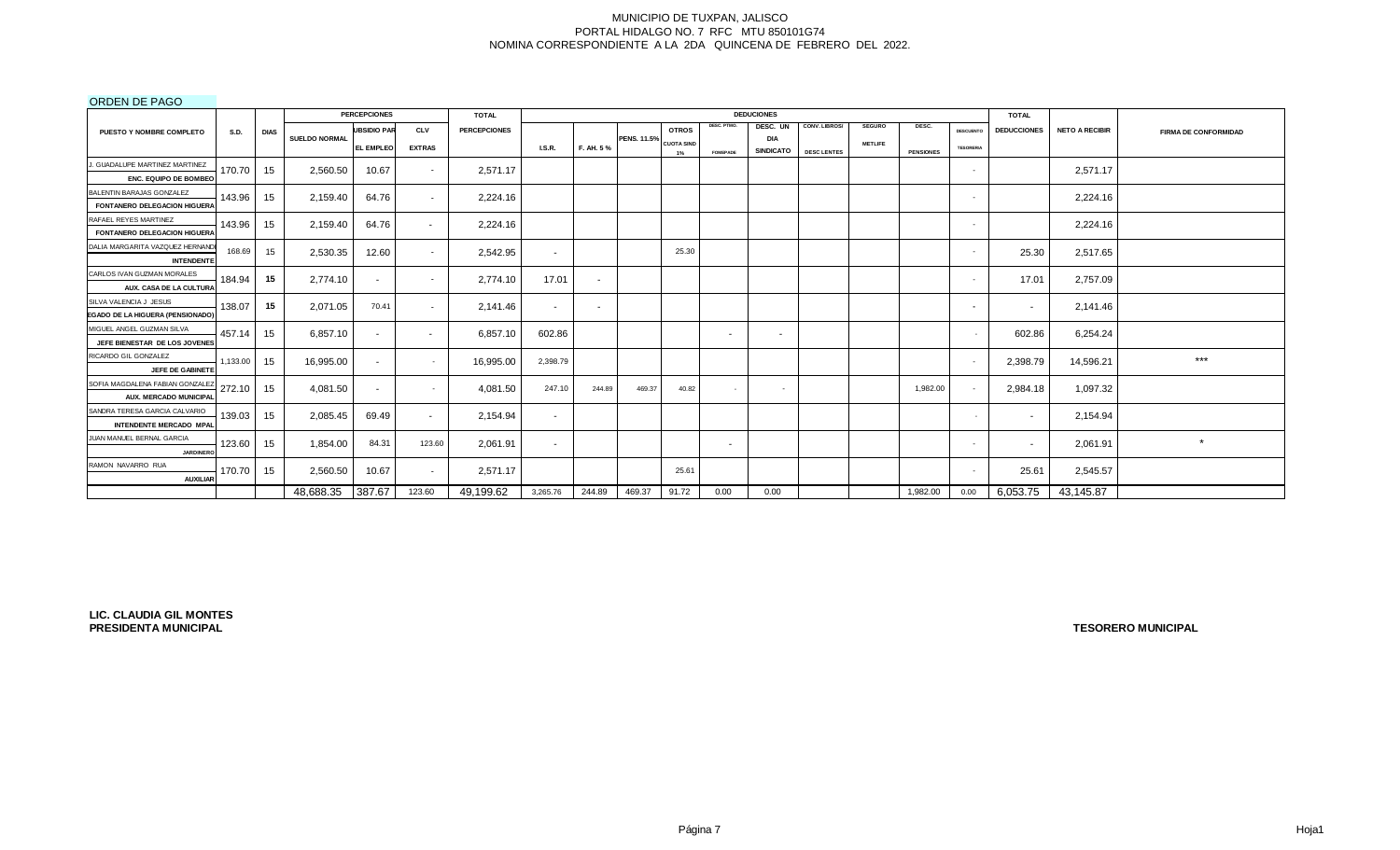MUNICIPIO DE TUXPAN, JALISCO
PORTAL HIDALGO NO. 7 RFC MTU 850101G74
NOMINA CORRESPONDIENTE A LA 2DA QUINCENA DE FEBRERO DEL 2022.

ORDEN DE PAGO

| PUESTO Y NOMBRE COMPLETO | S.D. | DIAS | PERCEPCIONES SUELDO NORMAL | SUBSIDIO PARA EL EMPLEO | CLV EXTRAS | TOTAL PERCEPCIONES | DEDUCCIONES I.S.R. | F. AH. 5 % | PENS. 11.5% | OTROS CUOTA SIND 1% | DESC. PTMO. FOMEPADE | DESC. UN DIA SINDICATO | CONV. LIBROS/ DESC LENTES | SEGURO METLIFE | DESC. PENSIONES | DESCUENTO TESORERIA | TOTAL DEDUCCIONES | NETO A RECIBIR | FIRMA DE CONFORMIDAD |
|---|---|---|---|---|---|---|---|---|---|---|---|---|---|---|---|---|---|---|---|
| J. GUADALUPE MARTINEZ MARTINEZ<br>ENC. EQUIPO DE BOMBEO | 170.70 | 15 | 2,560.50 | 10.67 | - | 2,571.17 | | | | | | | | | | - | | 2,571.17 | |
| BALENTIN BARAJAS GONZALEZ<br>FONTANERO DELEGACION HIGUERA | 143.96 | 15 | 2,159.40 | 64.76 | - | 2,224.16 | | | | | | | | | | - | | 2,224.16 | |
| RAFAEL REYES MARTINEZ<br>FONTANERO DELEGACION HIGUERA | 143.96 | 15 | 2,159.40 | 64.76 | - | 2,224.16 | | | | | | | | | | - | | 2,224.16 | |
| DALIA MARGARITA VAZQUEZ HERNANDEZ<br>INTENDENTE | 168.69 | 15 | 2,530.35 | 12.60 | - | 2,542.95 | - | | | 25.30 | | | | | | - | 25.30 | 2,517.65 | |
| CARLOS IVAN GUZMAN MORALES<br>AUX. CASA DE LA CULTURA | 184.94 | 15 | 2,774.10 | - | - | 2,774.10 | 17.01 | - | | | | | | | | - | 17.01 | 2,757.09 | |
| SILVA VALENCIA J JESUS<br>DELEGADO DE LA HIGUERA (PENSIONADO) | 138.07 | 15 | 2,071.05 | 70.41 | - | 2,141.46 | - | - | | | | | | | | - | - | 2,141.46 | |
| MIGUEL ANGEL GUZMAN SILVA<br>JEFE BIENESTAR DE LOS JOVENES | 457.14 | 15 | 6,857.10 | - | - | 6,857.10 | 602.86 | | | | - | - | | | | - | 602.86 | 6,254.24 | |
| RICARDO GIL GONZALEZ<br>JEFE DE GABINETE | 1,133.00 | 15 | 16,995.00 | - | - | 16,995.00 | 2,398.79 | | | | | | | | | - | 2,398.79 | 14,596.21 | *** |
| SOFIA MAGDALENA FABIAN GONZALEZ<br>AUX. MERCADO MUNICIPAL | 272.10 | 15 | 4,081.50 | - | - | 4,081.50 | 247.10 | 244.89 | 469.37 | 40.82 | - | - | | | 1,982.00 | - | 2,984.18 | 1,097.32 | |
| SANDRA TERESA GARCIA CALVARIO<br>INTENDENTE MERCADO MPAL | 139.03 | 15 | 2,085.45 | 69.49 | - | 2,154.94 | - | | | | | | | | | - | - | 2,154.94 | |
| JUAN MANUEL BERNAL GARCIA<br>JARDINERO | 123.60 | 15 | 1,854.00 | 84.31 | 123.60 | 2,061.91 | - | | | | - | | | | | - | - | 2,061.91 | * |
| RAMON NAVARRO RUA<br>AUXILIAR | 170.70 | 15 | 2,560.50 | 10.67 | - | 2,571.17 | | | | 25.61 | | | | | | - | 25.61 | 2,545.57 | |
| | | | 48,688.35 | 387.67 | 123.60 | 49,199.62 | 3,265.76 | 244.89 | 469.37 | 91.72 | 0.00 | 0.00 | | | 1,982.00 | 0.00 | 6,053.75 | 43,145.87 | |

**LIC. CLAUDIA GIL MONTES**
**PRESIDENTA MUNICIPAL**

**TESORERO MUNICIPAL**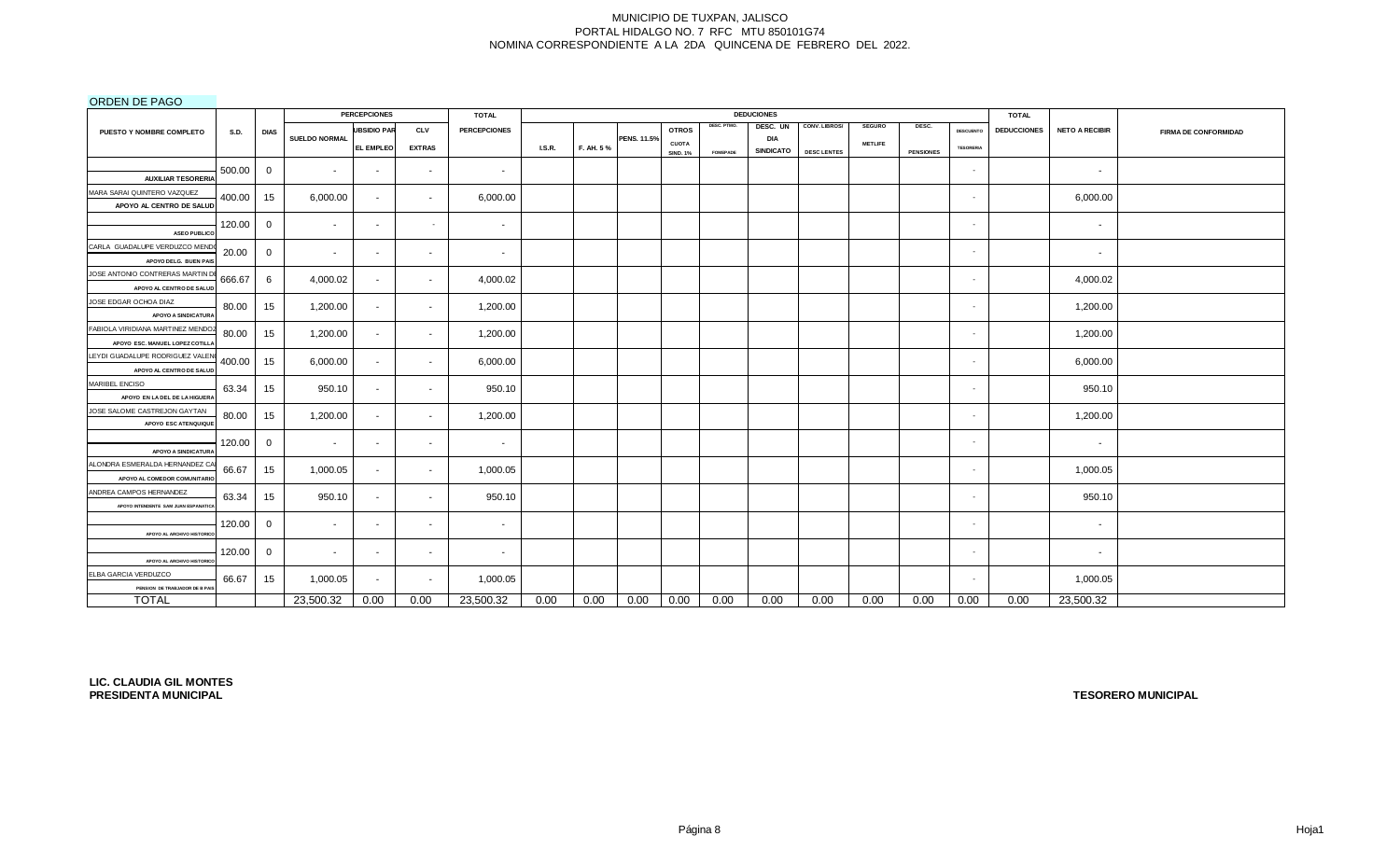MUNICIPIO DE TUXPAN, JALISCO
PORTAL HIDALGO NO. 7 RFC MTU 850101G74
NOMINA CORRESPONDIENTE A LA 2DA QUINCENA DE FEBRERO DEL 2022.

ORDEN DE PAGO

| PUESTO Y NOMBRE COMPLETO | S.D. | DIAS | PERCEPCIONES | | | TOTAL | DEDUCCIONES | | | | | | | | | | | TOTAL | NETO A RECIBIR | FIRMA DE CONFORMIDAD |
|---|---|---|---|---|---|---|---|---|---|---|---|---|---|---|---|---|---|---|---|---|
| | | | SUELDO NORMAL | UBSIDIO PAR EL EMPLEO | CLV EXTRAS | PERCEPCIONES | I.S.R. | F. AH. 5 % | PENS. 11.5% | OTROS CUOTA SIND. 1% | DESC. PTMO. FONDPADE | DESC. UN DIA SINDICATO | CONV. LIBROS/ DESC LENTES | SEGURO METLIFE | DESC. PENSIONES | DESCUENTO TESORERIA | DEDUCCIONES | | |
| AUXILIAR TESORERIA | 500.00 | 0 | - | - | - | - | | | | | | | | | | - | | - | |
| MARA SARAI QUINTERO VAZQUEZ / APOYO AL CENTRO DE SALUD | 400.00 | 15 | 6,000.00 | - | - | 6,000.00 | | | | | | | | | | - | | 6,000.00 | |
| ASEO PUBLICO | 120.00 | 0 | - | - | - | - | | | | | | | | | | - | | - | |
| CARLA GUADALUPE VERDUZCO MEND / APOYO DELG. BUEN PAIS | 20.00 | 0 | - | - | - | - | | | | | | | | | | - | | - | |
| JOSE ANTONIO CONTRERAS MARTIN D / APOYO AL CENTRO DE SALUD | 666.67 | 6 | 4,000.02 | - | - | 4,000.02 | | | | | | | | | | - | | 4,000.02 | |
| JOSE EDGAR OCHOA DIAZ / APOYO A SINDICATURA | 80.00 | 15 | 1,200.00 | - | - | 1,200.00 | | | | | | | | | | - | | 1,200.00 | |
| FABIOLA VIRIDIANA MARTINEZ MENDOZ / APOYO ESC. MANUEL LOPEZ COTILLA | 80.00 | 15 | 1,200.00 | - | - | 1,200.00 | | | | | | | | | | - | | 1,200.00 | |
| LEYDI GUADALUPE RODRIGUEZ VALEN / APOYO AL CENTRO DE SALUD | 400.00 | 15 | 6,000.00 | - | - | 6,000.00 | | | | | | | | | | - | | 6,000.00 | |
| MARIBEL ENCISO / APOYO EN LA DEL DE LA HIGUERA | 63.34 | 15 | 950.10 | - | - | 950.10 | | | | | | | | | | - | | 950.10 | |
| JOSE SALOME CASTREJON GAYTAN / APOYO ESC ATENQUIQUE | 80.00 | 15 | 1,200.00 | - | - | 1,200.00 | | | | | | | | | | - | | 1,200.00 | |
| APOYO A SINDICATURA | 120.00 | 0 | - | - | - | - | | | | | | | | | | - | | - | |
| ALONDRA ESMERALDA HERNANDEZ CA / APOYO AL COMEDOR COMUNITARIO | 66.67 | 15 | 1,000.05 | - | - | 1,000.05 | | | | | | | | | | - | | 1,000.05 | |
| ANDREA CAMPOS HERNANDEZ / APOYO INTENDENTE SAN JUAN ESPANATICA | 63.34 | 15 | 950.10 | - | - | 950.10 | | | | | | | | | | - | | 950.10 | |
| APOYO AL ARCHIVO HISTORICO | 120.00 | 0 | - | - | - | - | | | | | | | | | | - | | - | |
| APOYO AL ARCHIVO HISTORICO | 120.00 | 0 | - | - | - | - | | | | | | | | | | - | | - | |
| ELBA GARCIA VERDUZCO / PENSION DE TRABAJADOR DE B PAIS | 66.67 | 15 | 1,000.05 | - | - | 1,000.05 | | | | | | | | | | - | | 1,000.05 | |
| TOTAL | | | 23,500.32 | 0.00 | 0.00 | 23,500.32 | 0.00 | 0.00 | 0.00 | 0.00 | 0.00 | 0.00 | 0.00 | 0.00 | 0.00 | 0.00 | 0.00 | 23,500.32 | |

**LIC. CLAUDIA GIL MONTES**
**PRESIDENTA MUNICIPAL**

**TESORERO MUNICIPAL**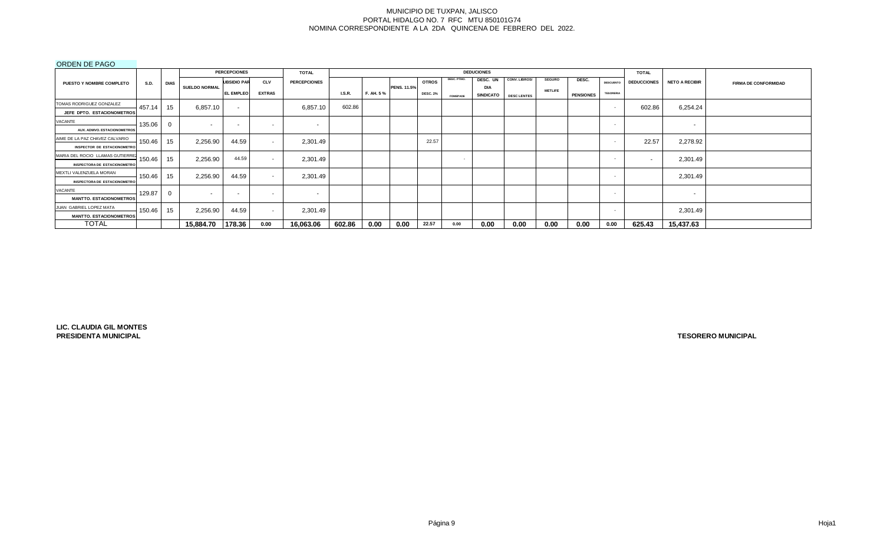MUNICIPIO DE TUXPAN, JALISCO
PORTAL HIDALGO NO. 7 RFC MTU 850101G74
NOMINA CORRESPONDIENTE A LA 2DA QUINCENA DE FEBRERO DEL 2022.

ORDEN DE PAGO

| PUESTO Y NOMBRE COMPLETO | S.D. | DIAS | PERCEPCIONES SUELDO NORMAL | SUBSIDIO PARA EL EMPLEO | CLV EXTRAS | TOTAL PERCEPCIONES | DEDUCIONES I.S.R. | F. AH. 5 % | PENS. 11.5% | OTROS DESC. 2% | DESC. PTMO. FOMEPADE | DESC. UN DIA SINDICATO | CONV. LIBROS/ DESC LENTES | SEGURO METLIFE | DESC. PENSIONES | DESCUENTO TESORERIA | TOTAL DEDUCCIONES | NETO A RECIBIR | FIRMA DE CONFORMIDAD |
|---|---|---|---|---|---|---|---|---|---|---|---|---|---|---|---|---|---|---|---|
| TOMAS RODRIGUEZ GONZALEZ JEFE DPTO. ESTACIONOMETROS | 457.14 | 15 | 6,857.10 | - | | 6,857.10 | 602.86 | | | | | | | | | - | 602.86 | 6,254.24 | |
| VACANTE AUX. ADMVO. ESTACIONOMETROS | 135.06 | 0 | - | - | - | - | | | | | | | | | | - | | - | |
| AIME DE LA PAZ CHAVEZ CALVARIO INSPECTOR DE ESTACIONOMETRO | 150.46 | 15 | 2,256.90 | 44.59 | - | 2,301.49 | | | | 22.57 | | | | | | - | 22.57 | 2,278.92 | |
| MARIA DEL ROCIO LLAMAS GUTIERREZ INSPECTORA DE ESTACIONOMETRO | 150.46 | 15 | 2,256.90 | 44.59 | - | 2,301.49 | | | | | - | | | | | - | - | 2,301.49 | |
| MEXTLI VALENZUELA MORAN INSPECTORA DE ESTACIONOMETRO | 150.46 | 15 | 2,256.90 | 44.59 | - | 2,301.49 | | | | | | | | | | - | | 2,301.49 | |
| VACANTE MANTTO. ESTACIONOMETROS | 129.87 | 0 | - | - | - | - | | | | | | | | | | - | | - | |
| JUAN GABRIEL LOPEZ MATA MANTTO. ESTACIONOMETROS | 150.46 | 15 | 2,256.90 | 44.59 | - | 2,301.49 | | | | | | | | | | - | | 2,301.49 | |
| TOTAL | | | 15,884.70 | 178.36 | 0.00 | 16,063.06 | 602.86 | 0.00 | 0.00 | 22.57 | 0.00 | 0.00 | 0.00 | 0.00 | 0.00 | 0.00 | 625.43 | 15,437.63 | |

**LIC. CLAUDIA GIL MONTES**
**PRESIDENTA MUNICIPAL**

**TESORERO MUNICIPAL**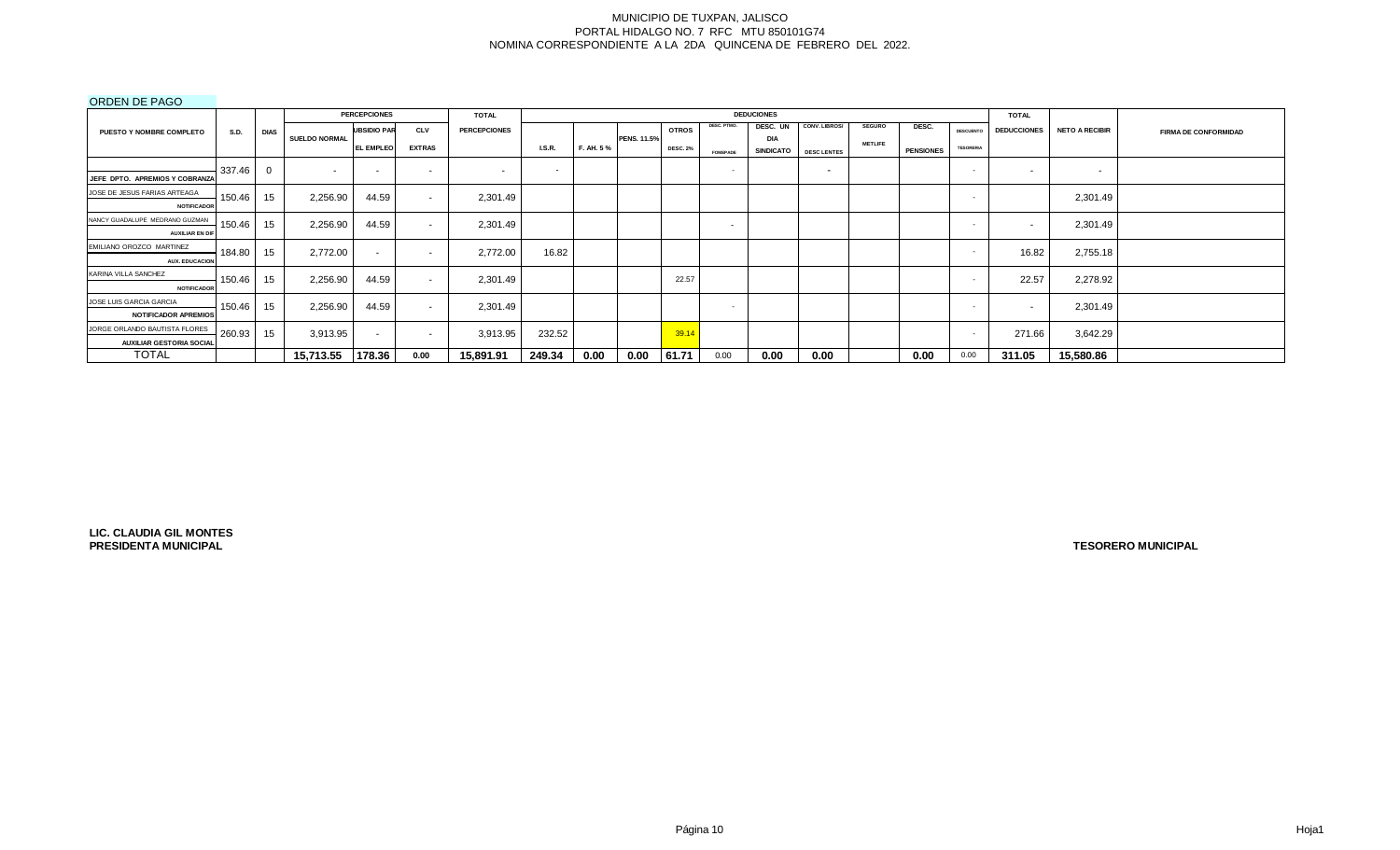MUNICIPIO DE TUXPAN, JALISCO
PORTAL HIDALGO NO. 7 RFC MTU 850101G74
NOMINA CORRESPONDIENTE A LA 2DA QUINCENA DE FEBRERO DEL 2022.

ORDEN DE PAGO

| PUESTO Y NOMBRE COMPLETO | S.D. | DIAS | PERCEPCIONES | | | TOTAL | DEDUCCIONES | | | | | | | | | | TOTAL | NETO A RECIBIR | FIRMA DE CONFORMIDAD |
|---|---|---|---|---|---|---|---|---|---|---|---|---|---|---|---|---|---|---|---|
| | | | SUELDO NORMAL | SUBSIDIO PARA EL EMPLEO | CLV EXTRAS | PERCEPCIONES | I.S.R. | F. AH. 5 % | PENS. 11.5% | OTROS DESC. 2% | DESC. PTMO. FOMEPADE | DESC. UN DIA SINDICATO | CONV. LIBROS/ DESC LENTES | SEGURO METLIFE | DESC. PENSIONES | DESCUENTO TESORERIA | DEDUCCIONES | | |
| JEFE DPTO. APREMIOS Y COBRANZA | 337.46 | 0 | - | - | - | - | - | | | | - | | - | | | - | - | - | |
| JOSE DE JESUS FARIAS ARTEAGA NOTIFICADOR | 150.46 | 15 | 2,256.90 | 44.59 | - | 2,301.49 | | | | | | | | | | - | | 2,301.49 | |
| NANCY GUADALUPE MEDRANO GUZMAN AUXILIAR EN DIF | 150.46 | 15 | 2,256.90 | 44.59 | - | 2,301.49 | | | | | - | | | | | - | - | 2,301.49 | |
| EMILIANO OROZCO MARTINEZ AUX. EDUCACION | 184.80 | 15 | 2,772.00 | - | - | 2,772.00 | 16.82 | | | | | | | | | - | 16.82 | 2,755.18 | |
| KARINA VILLA SANCHEZ NOTIFICADOR | 150.46 | 15 | 2,256.90 | 44.59 | - | 2,301.49 | | | | 22.57 | | | | | | - | 22.57 | 2,278.92 | |
| JOSE LUIS GARCIA GARCIA NOTIFICADOR APREMIOS | 150.46 | 15 | 2,256.90 | 44.59 | - | 2,301.49 | | | | | - | | | | | - | - | 2,301.49 | |
| JORGE ORLANDO BAUTISTA FLORES AUXILIAR GESTORIA SOCIAL | 260.93 | 15 | 3,913.95 | - | - | 3,913.95 | 232.52 | | | 39.14 | | | | | | - | 271.66 | 3,642.29 | |
| TOTAL | | | 15,713.55 | 178.36 | 0.00 | 15,891.91 | 249.34 | 0.00 | 0.00 | 61.71 | 0.00 | 0.00 | 0.00 | | 0.00 | 0.00 | 311.05 | 15,580.86 | |

**LIC. CLAUDIA GIL MONTES**
**PRESIDENTA MUNICIPAL**

**TESORERO MUNICIPAL**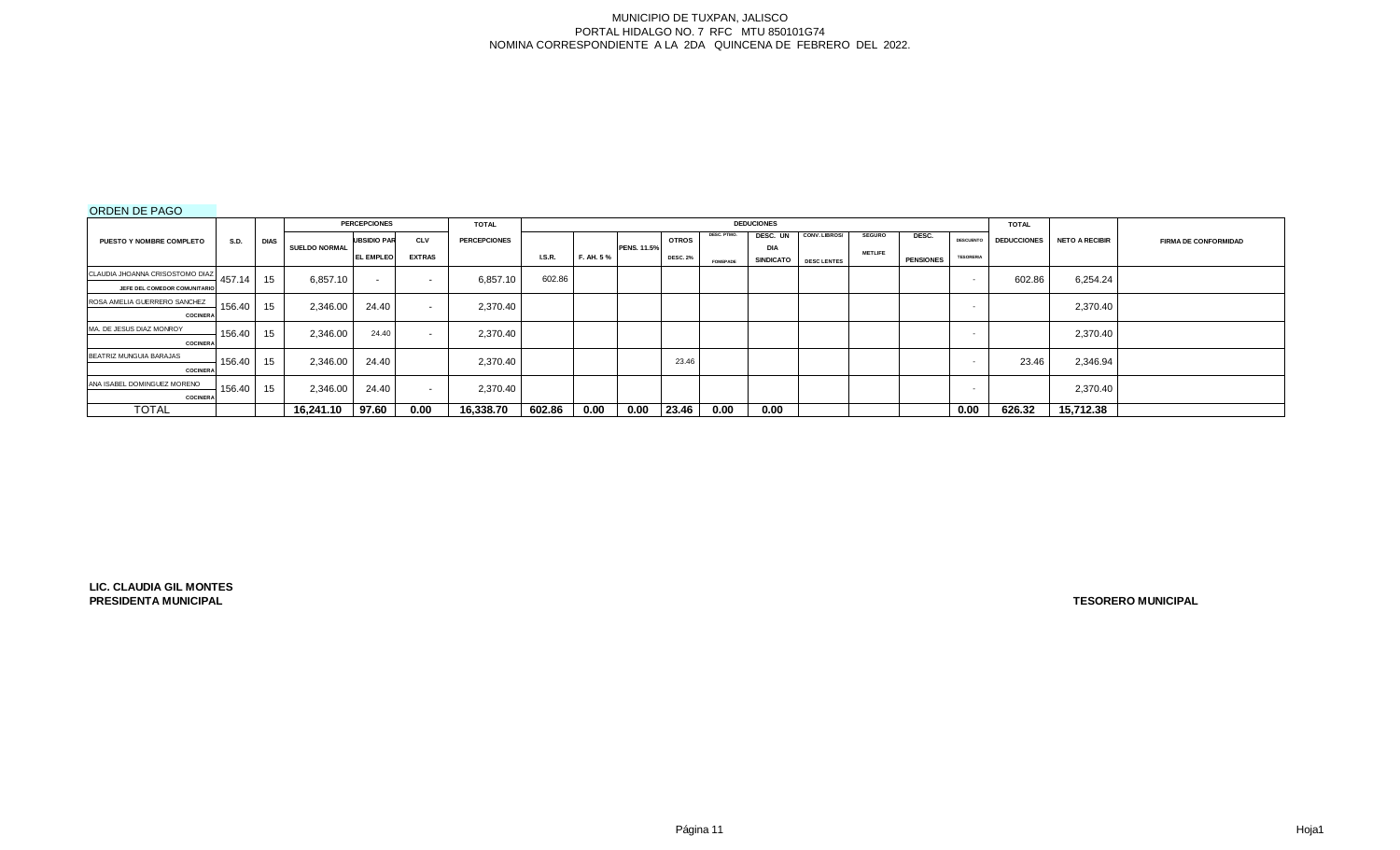MUNICIPIO DE TUXPAN, JALISCO
PORTAL HIDALGO NO. 7 RFC MTU 850101G74
NOMINA CORRESPONDIENTE A LA 2DA QUINCENA DE FEBRERO DEL 2022.

ORDEN DE PAGO

| PUESTO Y NOMBRE COMPLETO | S.D. | DIAS | PERCEPCIONES | | | TOTAL | DEDUCIONES | | | | | | | | | | | TOTAL | | |
|---|---|---|---|---|---|---|---|---|---|---|---|---|---|---|---|---|---|---|---|---|
| | | | SUELDO NORMAL | UBSIDIO PAR EL EMPLEO | CLV EXTRAS | PERCEPCIONES | I.S.R. | F. AH. 5 % | PENS. 11.5% | OTROS DESC. 2% | DESC. PTMO. FONDPADE | DESC. UN DIA SINDICATO | CONV. LIBROS/ DESC LENTES | SEGURO METLIFE | DESC. PENSIONES | DESCUENTO TESORERIA | DEDUCCIONES | NETO A RECIBIR | FIRMA DE CONFORMIDAD |
| CLAUDIA JHOANNA CRISOSTOMO DIAZ JEFE DEL COMEDOR COMUNITARIO | 457.14 | 15 | 6,857.10 | - | - | 6,857.10 | 602.86 | | | | | | | | | - | 602.86 | 6,254.24 | |
| ROSA AMELIA GUERRERO SANCHEZ COCINERA | 156.40 | 15 | 2,346.00 | 24.40 | - | 2,370.40 | | | | | | | | | | - | | 2,370.40 | |
| MA. DE JESUS DIAZ MONROY COCINERA | 156.40 | 15 | 2,346.00 | 24.40 | - | 2,370.40 | | | | | | | | | | - | | 2,370.40 | |
| BEATRIZ MUNGUIA BARAJAS COCINERA | 156.40 | 15 | 2,346.00 | 24.40 | | 2,370.40 | | | | 23.46 | | | | | | - | 23.46 | 2,346.94 | |
| ANA ISABEL DOMINGUEZ MORENO COCINERA | 156.40 | 15 | 2,346.00 | 24.40 | - | 2,370.40 | | | | | | | | | | - | | 2,370.40 | |
| TOTAL | | | **16,241.10** | **97.60** | **0.00** | **16,338.70** | **602.86** | **0.00** | **0.00** | **23.46** | **0.00** | **0.00** | | | | **0.00** | **626.32** | **15,712.38** | |

**LIC. CLAUDIA GIL MONTES**
**PRESIDENTA MUNICIPAL**

**TESORERO MUNICIPAL**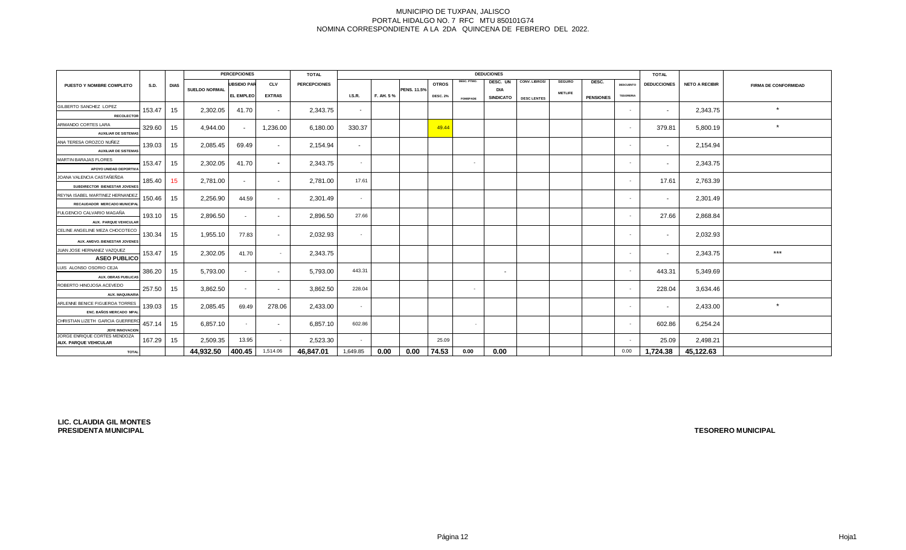MUNICIPIO DE TUXPAN, JALISCO
PORTAL HIDALGO NO. 7 RFC MTU 850101G74
NOMINA CORRESPONDIENTE A LA 2DA QUINCENA DE FEBRERO DEL 2022.

| PUESTO Y NOMBRE COMPLETO | S.D. | DIAS | PERCEPCIONES | | | TOTAL | DEDUCIONES | | | | | | | | | | | TOTAL | | |
|---|---|---|---|---|---|---|---|---|---|---|---|---|---|---|---|---|---|---|---|---|
| | | | SUELDO NORMAL | UBSIDIO PAR EL EMPLEO | CLV EXTRAS | PERCEPCIONES | I.S.R. | F. AH. 5 % | PENS. 11.5% | OTROS DESC. 2% | DESC. PTMO. FONDPADE | DESC. UN DIA SINDICATO | CONV. LIBROS/ DESC LENTES | SEGURO METLIFE | DESC. PENSIONES | DESCUENTO TESORERIA | DEDUCCIONES | NETO A RECIBIR | FIRMA DE CONFORMIDAD |
| GILBERTO SANCHEZ LOPEZ RECOLECTOR | 153.47 | 15 | 2,302.05 | 41.70 | - | 2,343.75 | - | | | | | | | | | - | - | 2,343.75 | * |
| ARMANDO CORTES LARA AUXILIAR DE SISTEMAS | 329.60 | 15 | 4,944.00 | - | 1,236.00 | 6,180.00 | 330.37 | | | 49.44 | | | | | | - | 379.81 | 5,800.19 | * |
| ANA TERESA OROZCO NUÑEZ AUXILIAR DE SISTEMAS | 139.03 | 15 | 2,085.45 | 69.49 | - | 2,154.94 | - | | | | | | | | | - | - | 2,154.94 | |
| MARTIN BARAJAS FLORES APOYO UNIDAD DEPORTIVA | 153.47 | 15 | 2,302.05 | 41.70 | - | 2,343.75 | - | | | | - | | | | | - | - | 2,343.75 | |
| JOANA VALENCIA CASTAÑEÑDA SUBDIRECTOR BIENESTAR JOVENES | 185.40 | 15 | 2,781.00 | - | - | 2,781.00 | 17.61 | | | | | | | | | - | 17.61 | 2,763.39 | |
| REYNA ISABEL MARTINEZ HERNANDEZ RECAUDADOR MERCADO MUNICIPAL | 150.46 | 15 | 2,256.90 | 44.59 | - | 2,301.49 | - | | | | | | | | | - | - | 2,301.49 | |
| FULGENCIO CALVARIO MAGAÑA AUX. PARQUE VEHICULAR | 193.10 | 15 | 2,896.50 | - | - | 2,896.50 | 27.66 | | | | | | | | | - | 27.66 | 2,868.84 | |
| CELINE ANGELINE MEZA CHOCOTECO AUX. AMDVO. BIENESTAR JOVENES | 130.34 | 15 | 1,955.10 | 77.83 | - | 2,032.93 | - | | | | | | | | | - | - | 2,032.93 | |
| JUAN JOSE HERNANEZ VAZQUEZ ASEO PUBLICO | 153.47 | 15 | 2,302.05 | 41.70 | - | 2,343.75 | | | | | | | | | | - | - | 2,343.75 | *** |
| LUIS ALONSO OSORIO CEJA AUX. OBRAS PUBLICAS | 386.20 | 15 | 5,793.00 | - | - | 5,793.00 | 443.31 | | | | | - | | | | - | 443.31 | 5,349.69 | |
| ROBERTO HINOJOSA ACEVEDO AUX. MAQUINARIA | 257.50 | 15 | 3,862.50 | - | - | 3,862.50 | 228.04 | | | | - | | | | | - | 228.04 | 3,634.46 | |
| ARLENNE BENICE FIGUEROA TORRES ENC. BAÑOS MERCADO MPAL | 139.03 | 15 | 2,085.45 | 69.49 | 278.06 | 2,433.00 | - | | | | | | | | | - | - | 2,433.00 | * |
| CHRISTIAN LIZETH GARCIA GUERRERO JEFE INNOVACION | 457.14 | 15 | 6,857.10 | - | - | 6,857.10 | 602.86 | | | | - | | | | | - | 602.86 | 6,254.24 | |
| JORGE ENRIQUE CORTES MENDOZA AUX. PARQUE VEHICULAR | 167.29 | 15 | 2,509.35 | 13.95 | - | 2,523.30 | - | | | 25.09 | | | | | | - | 25.09 | 2,498.21 | |
| TOTAL | | | 44,932.50 | 400.45 | 1,514.06 | 46,847.01 | 1,649.85 | 0.00 | 0.00 | 74.53 | 0.00 | 0.00 | | | | 0.00 | 1,724.38 | 45,122.63 | |

**LIC. CLAUDIA GIL MONTES**
**PRESIDENTA MUNICIPAL**

**TESORERO MUNICIPAL**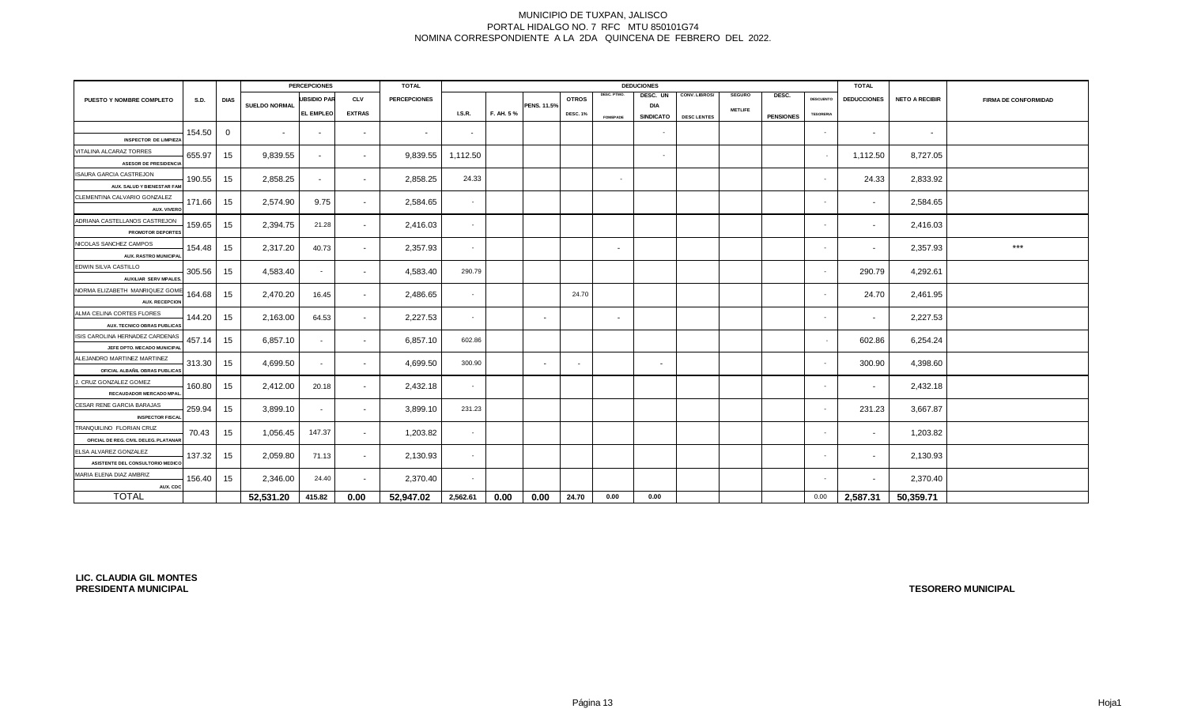MUNICIPIO DE TUXPAN, JALISCO
PORTAL HIDALGO NO. 7 RFC MTU 850101G74
NOMINA CORRESPONDIENTE A LA 2DA QUINCENA DE FEBRERO DEL 2022.

| PUESTO Y NOMBRE COMPLETO | S.D. | DIAS | PERCEPCIONES SUELDO NORMAL | SUBSIDIO PARA EL EMPLEO | CLV EXTRAS | TOTAL PERCEPCIONES | DEDUCIONES I.S.R. | F. AH. 5 % | PENS. 11.5% | OTROS DESC. 1% | DESC. PTMO. FONDPADE | DESC. UN DIA SINDICATO | CONV. LIBROS/ DESC LENTES | SEGURO METLIFE | DESC. PENSIONES | DESCUENTO TESORERIA | TOTAL DEDUCCIONES | NETO A RECIBIR | FIRMA DE CONFORMIDAD |
|---|---|---|---|---|---|---|---|---|---|---|---|---|---|---|---|---|---|---|---|
| INSPECTOR DE LIMPIEZA | 154.50 | 0 | - | - | - | - | - | | | | | - | | | | - | - | - | |
| VITALINA ALCARAZ TORRES<br>ASESOR DE PRESIDENCIA | 655.97 | 15 | 9,839.55 | - | - | 9,839.55 | 1,112.50 | | | | | - | | | | - | 1,112.50 | 8,727.05 | |
| ISAURA GARCIA CASTREJON<br>AUX. SALUD Y BIENESTAR FAM | 190.55 | 15 | 2,858.25 | - | - | 2,858.25 | 24.33 | | | | - | | | | | - | 24.33 | 2,833.92 | |
| CLEMENTINA CALVARIO GONZALEZ<br>AUX. VIVERO | 171.66 | 15 | 2,574.90 | 9.75 | - | 2,584.65 | - | | | | | | | | | - | - | 2,584.65 | |
| ADRIANA CASTELLANOS CASTREJON<br>PROMOTOR DEPORTES | 159.65 | 15 | 2,394.75 | 21.28 | - | 2,416.03 | - | | | | | | | | | - | - | 2,416.03 | |
| NICOLAS SANCHEZ CAMPOS<br>AUX. RASTRO MUNICIPAL | 154.48 | 15 | 2,317.20 | 40.73 | - | 2,357.93 | - | | | | - | | | | | - | - | 2,357.93 | *** |
| EDWIN SILVA CASTILLO<br>AUXILIAR SERV MPALES. | 305.56 | 15 | 4,583.40 | - | - | 4,583.40 | 290.79 | | | | | | | | | - | 290.79 | 4,292.61 | |
| NORMA ELIZABETH MANRIQUEZ GOME<br>AUX. RECEPCION | 164.68 | 15 | 2,470.20 | 16.45 | - | 2,486.65 | - | | | 24.70 | | | | | | - | 24.70 | 2,461.95 | |
| ALMA CELINA CORTES FLORES<br>AUX. TECNICO OBRAS PUBLICAS | 144.20 | 15 | 2,163.00 | 64.53 | - | 2,227.53 | - | | - | | - | | | | | - | - | 2,227.53 | |
| ISIS CAROLINA HERNADEZ CARDENAS<br>JEFE DPTO. MECADO MUNICIPAL | 457.14 | 15 | 6,857.10 | - | - | 6,857.10 | 602.86 | | | | | | | | | - | 602.86 | 6,254.24 | |
| ALEJANDRO MARTINEZ MARTINEZ<br>OFICIAL ALBAÑIL OBRAS PUBLICAS | 313.30 | 15 | 4,699.50 | - | - | 4,699.50 | 300.90 | | - | - | | - | | | | - | 300.90 | 4,398.60 | |
| J. CRUZ GONZALEZ GOMEZ<br>RECAUDADOR MERCADO MPAL. | 160.80 | 15 | 2,412.00 | 20.18 | - | 2,432.18 | - | | | | | | | | | - | - | 2,432.18 | |
| CESAR RENE GARCIA BARAJAS<br>INSPECTOR FISCAL | 259.94 | 15 | 3,899.10 | - | - | 3,899.10 | 231.23 | | | | | | | | | - | 231.23 | 3,667.87 | |
| TRANQUILINO FLORIAN CRUZ<br>OFICIAL DE REG. CIVIL DELEG. PLATANAR | 70.43 | 15 | 1,056.45 | 147.37 | - | 1,203.82 | - | | | | | | | | | - | - | 1,203.82 | |
| ELSA ALVAREZ GONZALEZ<br>ASISTENTE DEL CONSULTORIO MEDICO | 137.32 | 15 | 2,059.80 | 71.13 | - | 2,130.93 | - | | | | | | | | | - | - | 2,130.93 | |
| MARIA ELENA DIAZ AMBRIZ<br>AUX. CDC | 156.40 | 15 | 2,346.00 | 24.40 | - | 2,370.40 | - | | | | | | | | | - | - | 2,370.40 | |
| TOTAL | | | 52,531.20 | 415.82 | 0.00 | 52,947.02 | 2,562.61 | 0.00 | 0.00 | 24.70 | 0.00 | 0.00 | | | | 0.00 | 2,587.31 | 50,359.71 | |

**LIC. CLAUDIA GIL MONTES**
**PRESIDENTA MUNICIPAL**

**TESORERO MUNICIPAL**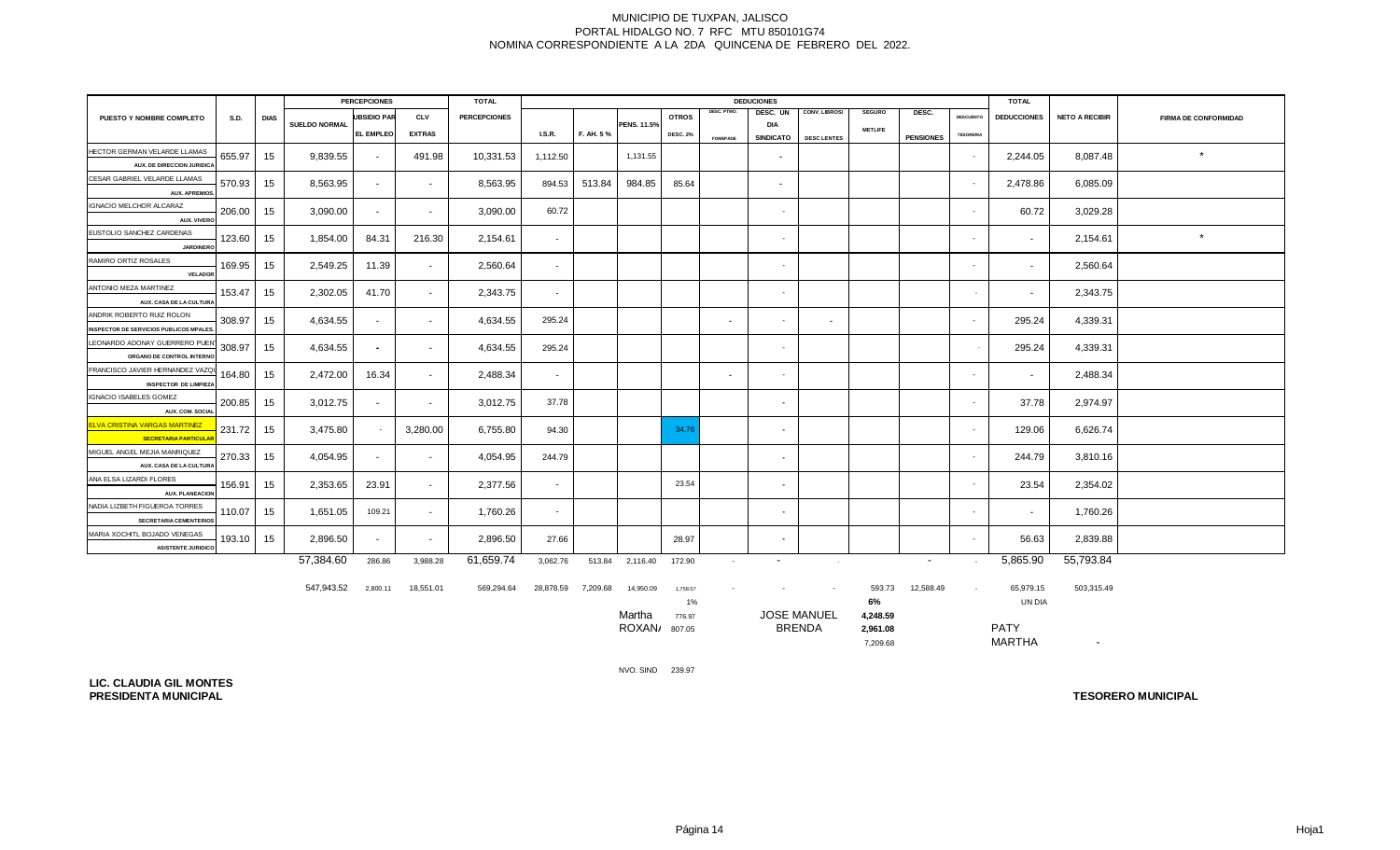MUNICIPIO DE TUXPAN, JALISCO
PORTAL HIDALGO NO. 7 RFC MTU 850101G74
NOMINA CORRESPONDIENTE A LA 2DA QUINCENA DE FEBRERO DEL 2022.

| PUESTO Y NOMBRE COMPLETO | S.D. | DIAS | PERCEPCIONES | | | TOTAL | DEDUCCIONES | | | | | | | | | | | TOTAL | NETO A RECIBIR | FIRMA DE CONFORMIDAD |
|---|---|---|---|---|---|---|---|---|---|---|---|---|---|---|---|---|---|---|---|---|
| | | | SUELDO NORMAL | UBSIDIO PAR EL EMPLEO | CLV EXTRAS | PERCEPCIONES | I.S.R. | F. AH. 5 % | PENS. 11.5% | OTROS DESC. 2% | DESC. PTMO. FONDPADE | DESC. UN DIA SINDICATO | CONV. LIBROS/ DESC LENTES | SEGURO METLIFE | DESC. PENSIONES | DESCUENTO TESORERIA | DEDUCCIONES | | |
| HECTOR GERMAN VELARDE LLAMAS AUX. DE DIRECCION JURIDICA | 655.97 | 15 | 9,839.55 | - | 491.98 | 10,331.53 | 1,112.50 | | 1,131.55 | | | - | | | | - | 2,244.05 | 8,087.48 | * |
| CESAR GABRIEL VELARDE LLAMAS AUX. APREMIOS. | 570.93 | 15 | 8,563.95 | - | - | 8,563.95 | 894.53 | 513.84 | 984.85 | 85.64 | | - | | | | - | 2,478.86 | 6,085.09 | |
| IGNACIO MELCHOR ALCARAZ AUX. VIVERO | 206.00 | 15 | 3,090.00 | - | - | 3,090.00 | 60.72 | | | | | - | | | | - | 60.72 | 3,029.28 | |
| EUSTOLIO SANCHEZ CARDENAS JARDINERO | 123.60 | 15 | 1,854.00 | 84.31 | 216.30 | 2,154.61 | - | | | | | - | | | | - | - | 2,154.61 | * |
| RAMIRO ORTIZ ROSALES VELADOR | 169.95 | 15 | 2,549.25 | 11.39 | - | 2,560.64 | - | | | | | - | | | | - | - | 2,560.64 | |
| ANTONIO MEZA MARTINEZ AUX. CASA DE LA CULTURA | 153.47 | 15 | 2,302.05 | 41.70 | - | 2,343.75 | - | | | | | - | | | | - | - | 2,343.75 | |
| ANDRIK ROBERTO RUIZ ROLON INSPECTOR DE SERVICIOS PUBLICOS MPALES. | 308.97 | 15 | 4,634.55 | - | - | 4,634.55 | 295.24 | | | | - | - | - | | | - | 295.24 | 4,339.31 | |
| LEONARDO ADONAY GUERRERO PUEN ORGANO DE CONTROL INTERNO | 308.97 | 15 | 4,634.55 | - | - | 4,634.55 | 295.24 | | | | | - | | | | - | 295.24 | 4,339.31 | |
| FRANCISCO JAVIER HERNANDEZ VAZQU INSPECTOR DE LIMPIEZA | 164.80 | 15 | 2,472.00 | 16.34 | - | 2,488.34 | - | | | | - | - | | | | - | - | 2,488.34 | |
| IGNACIO ISABELES GOMEZ AUX. COM. SOCIAL | 200.85 | 15 | 3,012.75 | - | - | 3,012.75 | 37.78 | | | | | - | | | | - | 37.78 | 2,974.97 | |
| ELVA CRISTINA VARGAS MARTINEZ SECRETARIA PARTICULAR | 231.72 | 15 | 3,475.80 | - | 3,280.00 | 6,755.80 | 94.30 | | | 34.76 | | - | | | | - | 129.06 | 6,626.74 | |
| MIGUEL ANGEL MEJIA MANRIQUEZ AUX. CASA DE LA CULTURA | 270.33 | 15 | 4,054.95 | - | - | 4,054.95 | 244.79 | | | | | - | | | | - | 244.79 | 3,810.16 | |
| ANA ELSA LIZARDI FLORES AUX. PLANEACION | 156.91 | 15 | 2,353.65 | 23.91 | - | 2,377.56 | - | | | 23.54 | | - | | | | - | 23.54 | 2,354.02 | |
| NADIA LIZBETH FIGUEROA TORRES SECRETARIA CEMENTERIOS | 110.07 | 15 | 1,651.05 | 109.21 | - | 1,760.26 | - | | | | | - | | | | - | - | 1,760.26 | |
| MARIA XOCHITL BOJADO VENEGAS ASISTENTE JURIDICO | 193.10 | 15 | 2,896.50 | - | - | 2,896.50 | 27.66 | | | 28.97 | | - | | | | - | 56.63 | 2,839.88 | |
| | | | 57,384.60 | 286.86 | 3,988.28 | 61,659.74 | 3,062.76 | 513.84 | 2,116.40 | 172.90 | - | - | - | | - | - | 5,865.90 | 55,793.84 | |
| | | | 547,943.52 | 2,800.11 | 18,551.01 | 569,294.64 | 28,878.59 | 7,209.68 | 14,950.09 | 1,758.57 | - | - | - | 593.73 | 12,588.49 | - | 65,979.15 | 503,315.49 | |
| | | | | | | | | | | 1% | | | | 6% | | | UN DIA | | |
| | | | | | | | | | Martha | 776.97 | | JOSE MANUEL | | 4,248.59 | | | | | |
| | | | | | | | | | ROXAN/ | 807.05 | | BRENDA | | 2,961.08 | | | PATY | | |
| | | | | | | | | | | | | | | 7,209.68 | | | MARTHA | - | |

NVO. SIND 239.97

**LIC. CLAUDIA GIL MONTES**
**PRESIDENTA MUNICIPAL**

**TESORERO MUNICIPAL**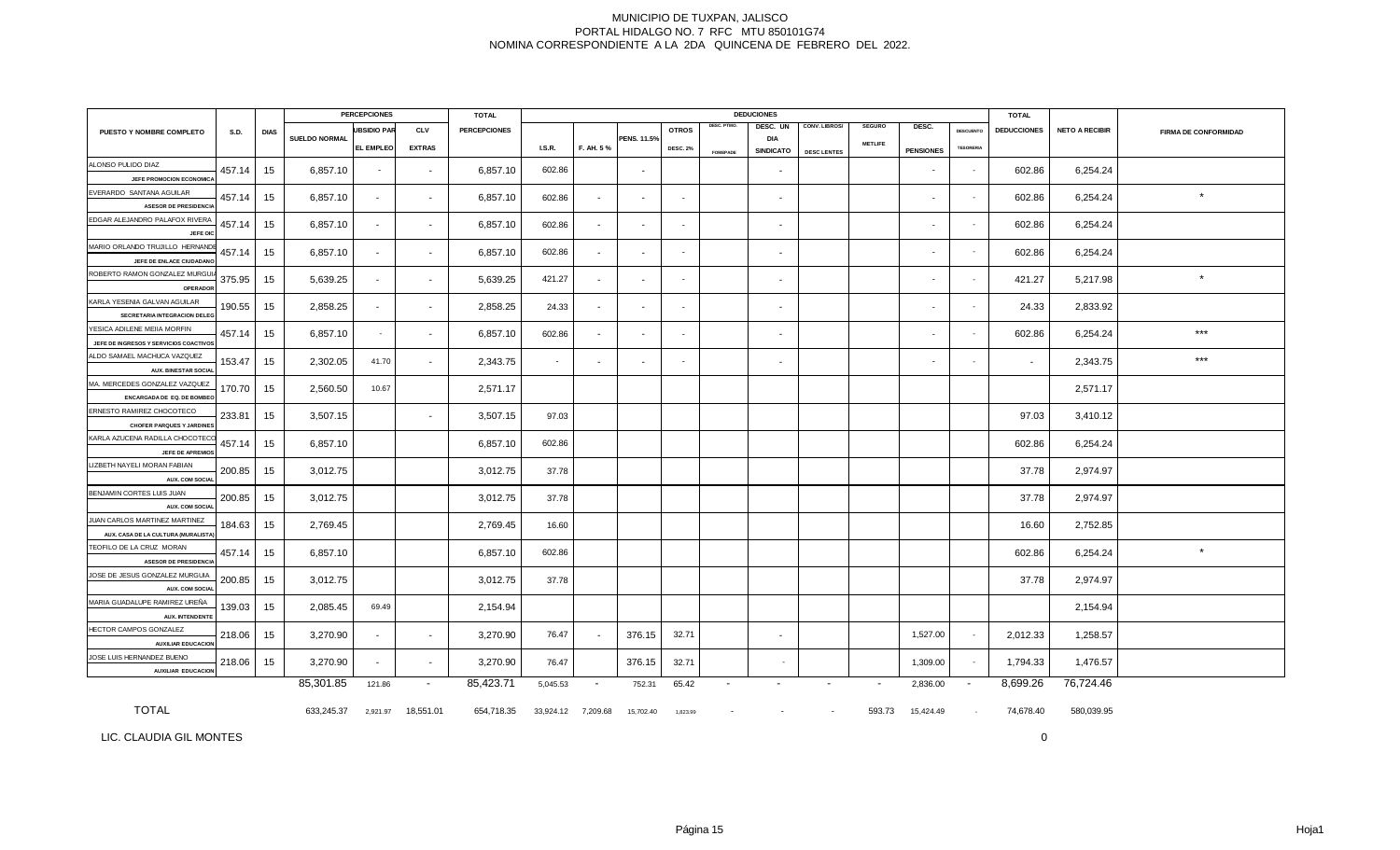MUNICIPIO DE TUXPAN, JALISCO
PORTAL HIDALGO NO. 7 RFC MTU 850101G74
NOMINA CORRESPONDIENTE A LA 2DA QUINCENA DE FEBRERO DEL 2022.

| PUESTO Y NOMBRE COMPLETO | S.D. | DIAS | PERCEPCIONES | | | TOTAL | DEDUCIONES | | | | | | | | | | | TOTAL | NETO A RECIBIR | FIRMA DE CONFORMIDAD |
|---|---|---|---|---|---|---|---|---|---|---|---|---|---|---|---|---|---|---|---|---|
| | | | SUELDO NORMAL | UBSIDIO PAR EL EMPLEO | CLV EXTRAS | PERCEPCIONES | I.S.R. | F. AH. 5 % | PENS. 11.5% | OTROS DESC. 2% | DESC. PTMO. FOMEPADE | DESC. UN DIA SINDICATO | CONV. LIBROS/ DESC LENTES | SEGURO METLIFE | DESC. PENSIONES | DESCUENTO TESORERIA | DEDUCCIONES | | |
| ALONSO PULIDO DIAZ / JEFE PROMOCION ECONOMICA | 457.14 | 15 | 6,857.10 | - | - | 6,857.10 | 602.86 | | - | | | - | | | - | - | 602.86 | 6,254.24 | |
| EVERARDO SANTANA AGUILAR / ASESOR DE PRESIDENCIA | 457.14 | 15 | 6,857.10 | - | - | 6,857.10 | 602.86 | - | - | - | | - | | | - | - | 602.86 | 6,254.24 | * |
| EDGAR ALEJANDRO PALAFOX RIVERA / JEFE OIC | 457.14 | 15 | 6,857.10 | - | - | 6,857.10 | 602.86 | - | - | - | | - | | | - | - | 602.86 | 6,254.24 | |
| MARIO ORLANDO TRUJILLO HERNANDE / JEFE DE ENLACE CIUDADANO | 457.14 | 15 | 6,857.10 | - | - | 6,857.10 | 602.86 | - | - | - | | - | | | - | - | 602.86 | 6,254.24 | |
| ROBERTO RAMON GONZALEZ MURGUI / OPERADOR | 375.95 | 15 | 5,639.25 | - | - | 5,639.25 | 421.27 | - | - | - | | - | | | - | - | 421.27 | 5,217.98 | * |
| KARLA YESENIA GALVAN AGUILAR / SECRETARIA INTEGRACION DELEG | 190.55 | 15 | 2,858.25 | - | - | 2,858.25 | 24.33 | - | - | - | | - | | | - | - | 24.33 | 2,833.92 | |
| YESICA ADILENE MEJIA MORFIN / JEFE DE INGRESOS Y SERVICIOS COACTIVOS | 457.14 | 15 | 6,857.10 | - | - | 6,857.10 | 602.86 | - | - | - | | - | | | - | - | 602.86 | 6,254.24 | *** |
| ALDO SAMAEL MACHUCA VAZQUEZ / AUX. BINESTAR SOCIAL | 153.47 | 15 | 2,302.05 | 41.70 | - | 2,343.75 | - | - | - | - | | - | | | - | - | - | 2,343.75 | *** |
| MA. MERCEDES GONZALEZ VAZQUEZ / ENCARGADA DE EQ. DE BOMBEO | 170.70 | 15 | 2,560.50 | 10.67 | | 2,571.17 | | | | | | | | | | | | 2,571.17 | |
| ERNESTO RAMIREZ CHOCOTECO / CHOFER PARQUES Y JARDINES | 233.81 | 15 | 3,507.15 | | - | 3,507.15 | 97.03 | | | | | | | | | | 97.03 | 3,410.12 | |
| KARLA AZUCENA RADILLA CHOCOTECO / JEFE DE APREMIOS | 457.14 | 15 | 6,857.10 | | | 6,857.10 | 602.86 | | | | | | | | | | 602.86 | 6,254.24 | |
| LIZBETH NAYELI MORAN FABIAN / AUX. COM SOCIAL | 200.85 | 15 | 3,012.75 | | | 3,012.75 | 37.78 | | | | | | | | | | 37.78 | 2,974.97 | |
| BENJAMIN CORTES LUIS JUAN / AUX. COM SOCIAL | 200.85 | 15 | 3,012.75 | | | 3,012.75 | 37.78 | | | | | | | | | | 37.78 | 2,974.97 | |
| JUAN CARLOS MARTINEZ MARTINEZ / AUX. CASA DE LA CULTURA (MURALISTA) | 184.63 | 15 | 2,769.45 | | | 2,769.45 | 16.60 | | | | | | | | | | 16.60 | 2,752.85 | |
| TEOFILO DE LA CRUZ MORAN / ASESOR DE PRESIDENCIA | 457.14 | 15 | 6,857.10 | | | 6,857.10 | 602.86 | | | | | | | | | | 602.86 | 6,254.24 | * |
| JOSE DE JESUS GONZALEZ MURGUIA / AUX. COM SOCIAL | 200.85 | 15 | 3,012.75 | | | 3,012.75 | 37.78 | | | | | | | | | | 37.78 | 2,974.97 | |
| MARIA GUADALUPE RAMIREZ UREÑA / AUX. INTENDENTE | 139.03 | 15 | 2,085.45 | 69.49 | | 2,154.94 | | | | | | | | | | | | 2,154.94 | |
| HECTOR CAMPOS GONZALEZ / AUXILIAR EDUCACION | 218.06 | 15 | 3,270.90 | - | - | 3,270.90 | 76.47 | - | 376.15 | 32.71 | | - | | | 1,527.00 | - | 2,012.33 | 1,258.57 | |
| JOSE LUIS HERNANDEZ BUENO / AUXILIAR EDUCACION | 218.06 | 15 | 3,270.90 | - | - | 3,270.90 | 76.47 | | 376.15 | 32.71 | | - | | | 1,309.00 | - | 1,794.33 | 1,476.57 | |
| | | | 85,301.85 | 121.86 | - | 85,423.71 | 5,045.53 | - | 752.31 | 65.42 | - | - | - | - | 2,836.00 | - | 8,699.26 | 76,724.46 | |
| TOTAL | | | 633,245.37 | 2,921.97 | 18,551.01 | 654,718.35 | 33,924.12 | 7,209.68 | 15,702.40 | 1,823.99 | - | - | - | 593.73 | 15,424.49 | - | 74,678.40 | 580,039.95 | |

LIC. CLAUDIA GIL MONTES

0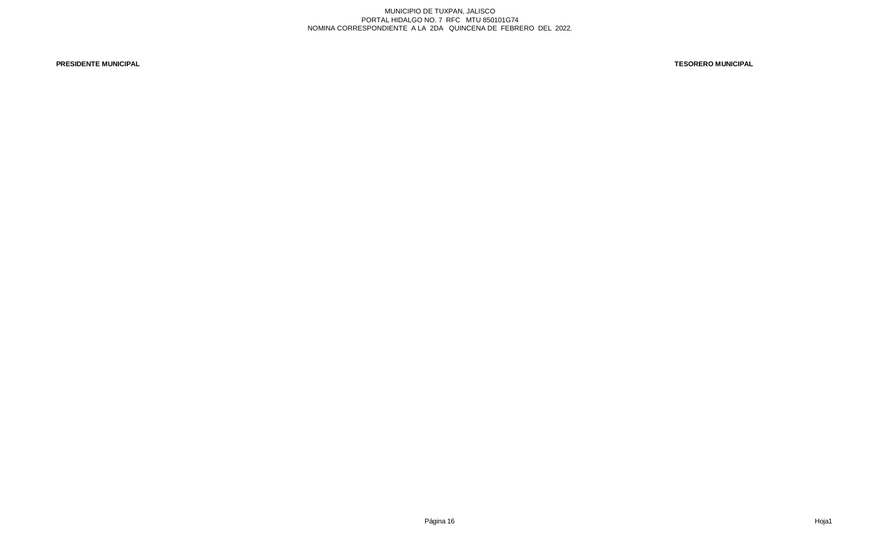MUNICIPIO DE TUXPAN, JALISCO
PORTAL HIDALGO NO. 7 RFC MTU 850101G74
NOMINA CORRESPONDIENTE A LA 2DA QUINCENA DE FEBRERO DEL 2022.

**PRESIDENTE MUNICIPAL**

**TESORERO MUNICIPAL**